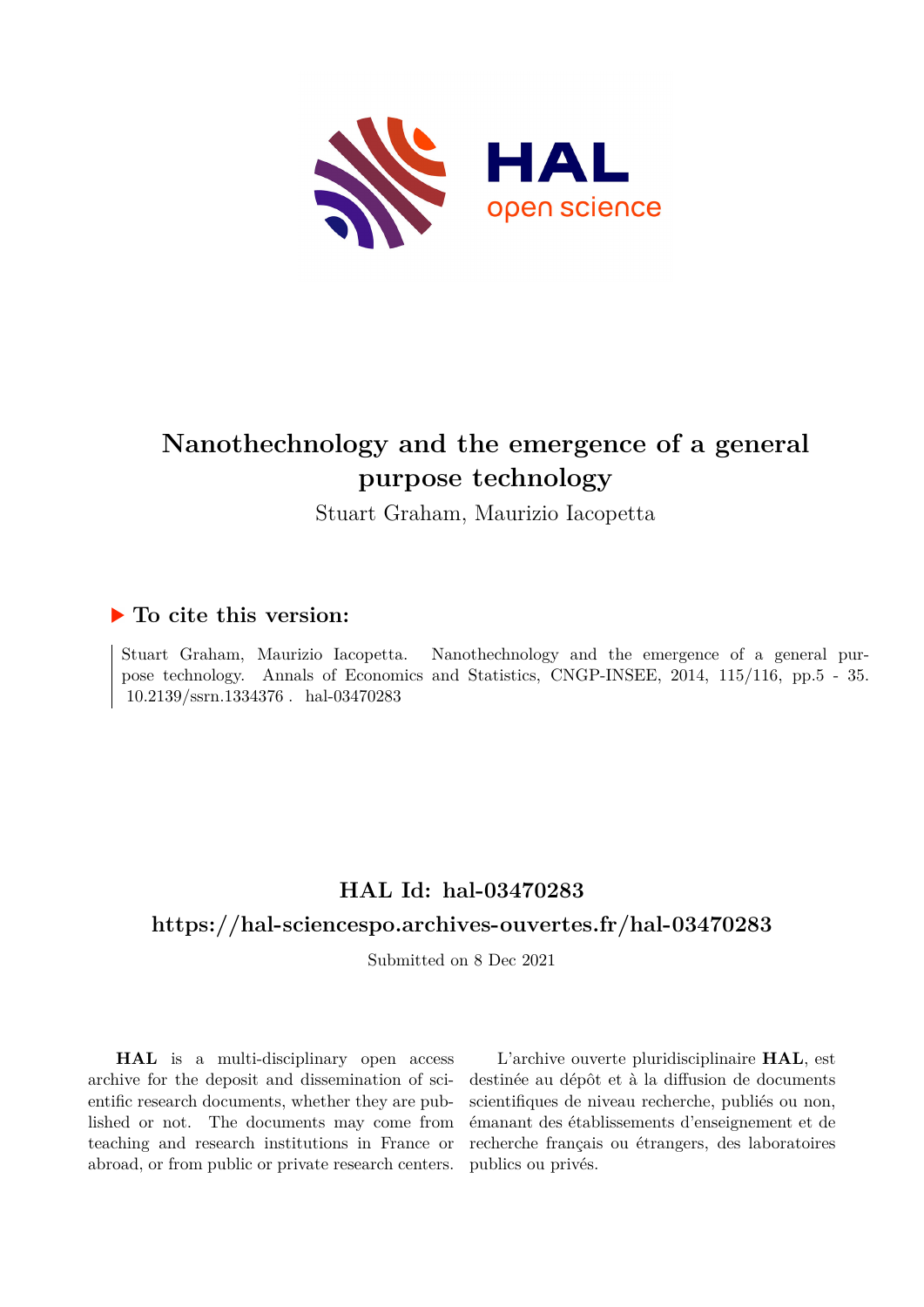# Nanothechnology and the emergence of a general purpose technology

Stuart Graham, Maurizio Iacopetta

## ▶ To cite this version:

Stuart Graham, Maurizio Iacopetta. Nanothechnology and the emergence of a general purpose technology. Annals of Economics and Statistics, CNGP-INSEE, 2014, 115/116, pp.5 - 35. 10.2139/ssrn.1334376 . hal-03470283

## HAL Id: hal-03470283

## https://hal-sciencespo.archives-ouvertes.fr/hal-03470283

Submitted on 8 Dec 2021

**HAL** is a multi-disciplinary open access archive for the deposit and dissemination of scientific research documents, whether they are published or not. The documents may come from teaching and research institutions in France or abroad, or from public or private research centers.

L'archive ouverte pluridisciplinaire **HAL**, est destinée au dépôt et à la diffusion de documents scientifiques de niveau recherche, publiés ou non, émanant des établissements d'enseignement et de recherche français ou étrangers, des laboratoires publics ou privés.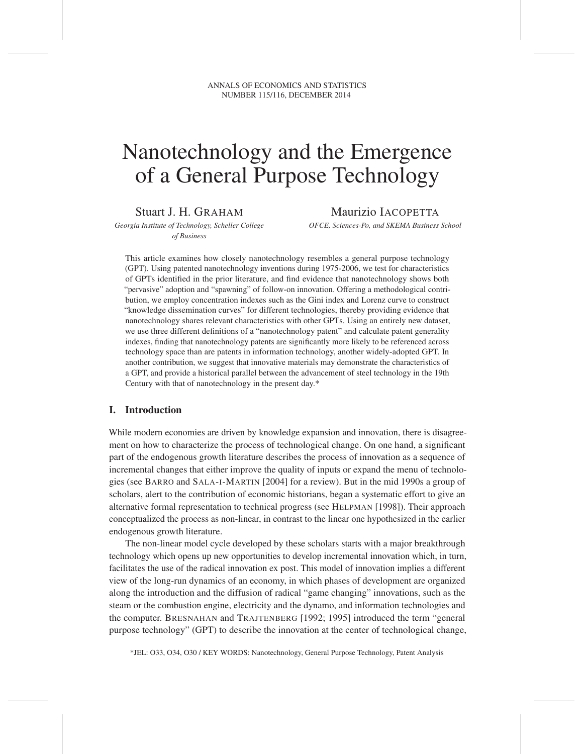# Nanotechnology and the Emergence of a General Purpose Technology

Stuart J. H. GRAHAM

*Georgia Institute of Technology, Scheller College of Business*

Maurizio IACOPETTA

*OFCE, Sciences-Po, and SKEMA Business School*

This article examines how closely nanotechnology resembles a general purpose technology (GPT). Using patented nanotechnology inventions during 1975-2006, we test for characteristics of GPTs identified in the prior literature, and find evidence that nanotechnology shows both "pervasive" adoption and "spawning" of follow-on innovation. Offering a methodological contribution, we employ concentration indexes such as the Gini index and Lorenz curve to construct "knowledge dissemination curves" for different technologies, thereby providing evidence that nanotechnology shares relevant characteristics with other GPTs. Using an entirely new dataset, we use three different definitions of a "nanotechnology patent" and calculate patent generality indexes, finding that nanotechnology patents are significantly more likely to be referenced across technology space than are patents in information technology, another widely-adopted GPT. In another contribution, we suggest that innovative materials may demonstrate the characteristics of a GPT, and provide a historical parallel between the advancement of steel technology in the 19th Century with that of nanotechnology in the present day.*

## I. Introduction

While modern economies are driven by knowledge expansion and innovation, there is disagreement on how to characterize the process of technological change. On one hand, a significant part of the endogenous growth literature describes the process of innovation as a sequence of incremental changes that either improve the quality of inputs or expand the menu of technologies (see BARRO and SALA-I-MARTIN [2004] for a review). But in the mid 1990s a group of scholars, alert to the contribution of economic historians, began a systematic effort to give an alternative formal representation to technical progress (see HELPMAN [1998]). Their approach conceptualized the process as non-linear, in contrast to the linear one hypothesized in the earlier endogenous growth literature.

The non-linear model cycle developed by these scholars starts with a major breakthrough technology which opens up new opportunities to develop incremental innovation which, in turn, facilitates the use of the radical innovation ex post. This model of innovation implies a different view of the long-run dynamics of an economy, in which phases of development are organized along the introduction and the diffusion of radical "game changing" innovations, such as the steam or the combustion engine, electricity and the dynamo, and information technologies and the computer. BRESNAHAN and TRAJTENBERG [1992; 1995] introduced the term "general purpose technology" (GPT) to describe the innovation at the center of technological change,

*JEL: O33, O34, O30 / KEY WORDS: Nanotechnology, General Purpose Technology, Patent Analysis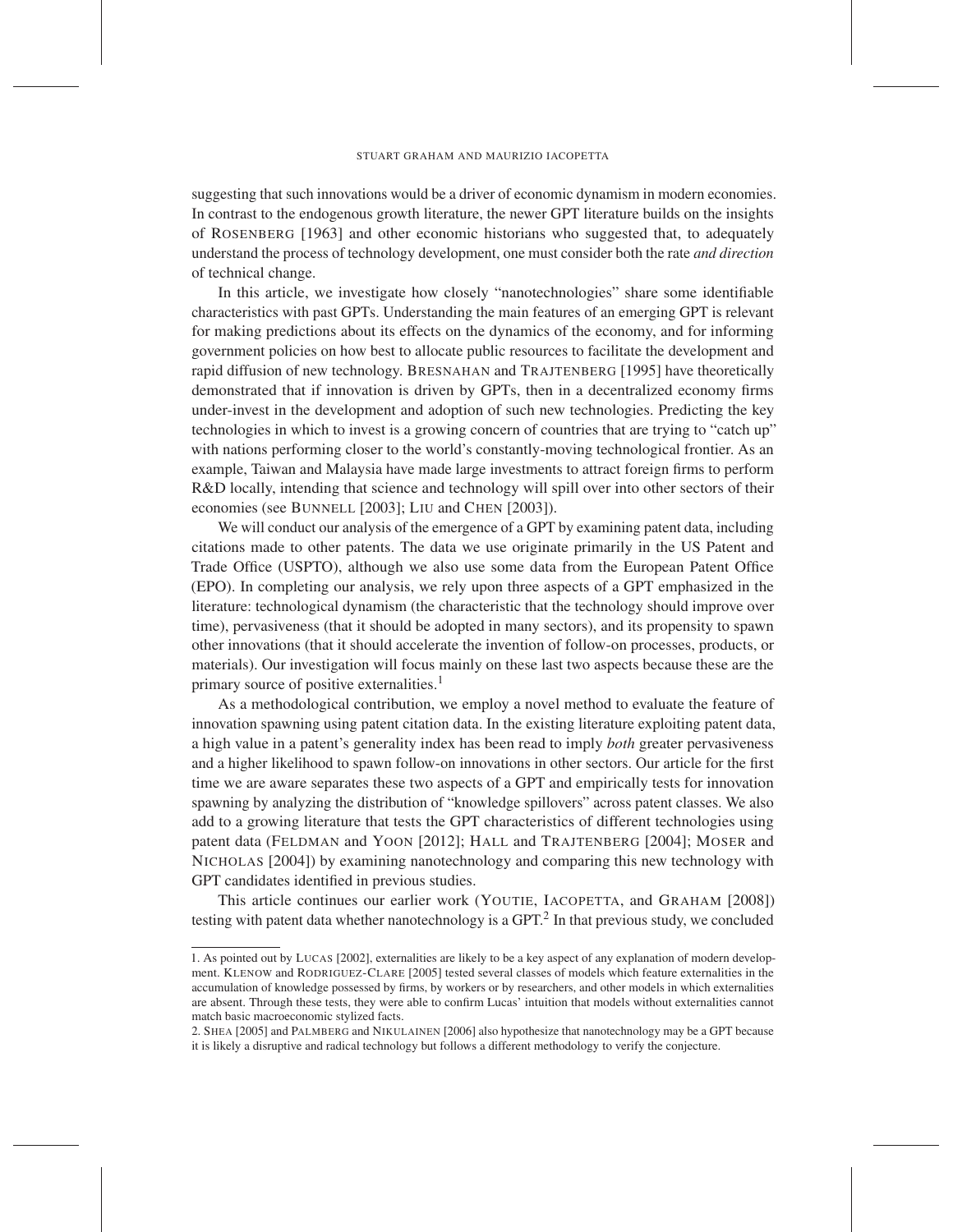suggesting that such innovations would be a driver of economic dynamism in modern economies. In contrast to the endogenous growth literature, the newer GPT literature builds on the insights of ROSENBERG [1963] and other economic historians who suggested that, to adequately understand the process of technology development, one must consider both the rate *and direction* of technical change.

In this article, we investigate how closely "nanotechnologies" share some identifiable characteristics with past GPTs. Understanding the main features of an emerging GPT is relevant for making predictions about its effects on the dynamics of the economy, and for informing government policies on how best to allocate public resources to facilitate the development and rapid diffusion of new technology. BRESNAHAN and TRAJTENBERG [1995] have theoretically demonstrated that if innovation is driven by GPTs, then in a decentralized economy firms under-invest in the development and adoption of such new technologies. Predicting the key technologies in which to invest is a growing concern of countries that are trying to "catch up" with nations performing closer to the world's constantly-moving technological frontier. As an example, Taiwan and Malaysia have made large investments to attract foreign firms to perform R&D locally, intending that science and technology will spill over into other sectors of their economies (see BUNNELL [2003]; LIU and CHEN [2003]).

We will conduct our analysis of the emergence of a GPT by examining patent data, including citations made to other patents. The data we use originate primarily in the US Patent and Trade Office (USPTO), although we also use some data from the European Patent Office (EPO). In completing our analysis, we rely upon three aspects of a GPT emphasized in the literature: technological dynamism (the characteristic that the technology should improve over time), pervasiveness (that it should be adopted in many sectors), and its propensity to spawn other innovations (that it should accelerate the invention of follow-on processes, products, or materials). Our investigation will focus mainly on these last two aspects because these are the primary source of positive externalities.[1]

As a methodological contribution, we employ a novel method to evaluate the feature of innovation spawning using patent citation data. In the existing literature exploiting patent data, a high value in a patent's generality index has been read to imply *both* greater pervasiveness and a higher likelihood to spawn follow-on innovations in other sectors. Our article for the first time we are aware separates these two aspects of a GPT and empirically tests for innovation spawning by analyzing the distribution of "knowledge spillovers" across patent classes. We also add to a growing literature that tests the GPT characteristics of different technologies using patent data (FELDMAN and YOON [2012]; HALL and TRAJTENBERG [2004]; MOSER and NICHOLAS [2004]) by examining nanotechnology and comparing this new technology with GPT candidates identified in previous studies.

This article continues our earlier work (YOUTIE, IACOPETTA, and GRAHAM [2008]) testing with patent data whether nanotechnology is a GPT.[2] In that previous study, we concluded

1. As pointed out by LUCAS [2002], externalities are likely to be a key aspect of any explanation of modern development. KLENOW and RODRIGUEZ-CLARE [2005] tested several classes of models which feature externalities in the accumulation of knowledge possessed by firms, by workers or by researchers, and other models in which externalities are absent. Through these tests, they were able to confirm Lucas' intuition that models without externalities cannot match basic macroeconomic stylized facts.

2. SHEA [2005] and PALMBERG and NIKULAINEN [2006] also hypothesize that nanotechnology may be a GPT because it is likely a disruptive and radical technology but follows a different methodology to verify the conjecture.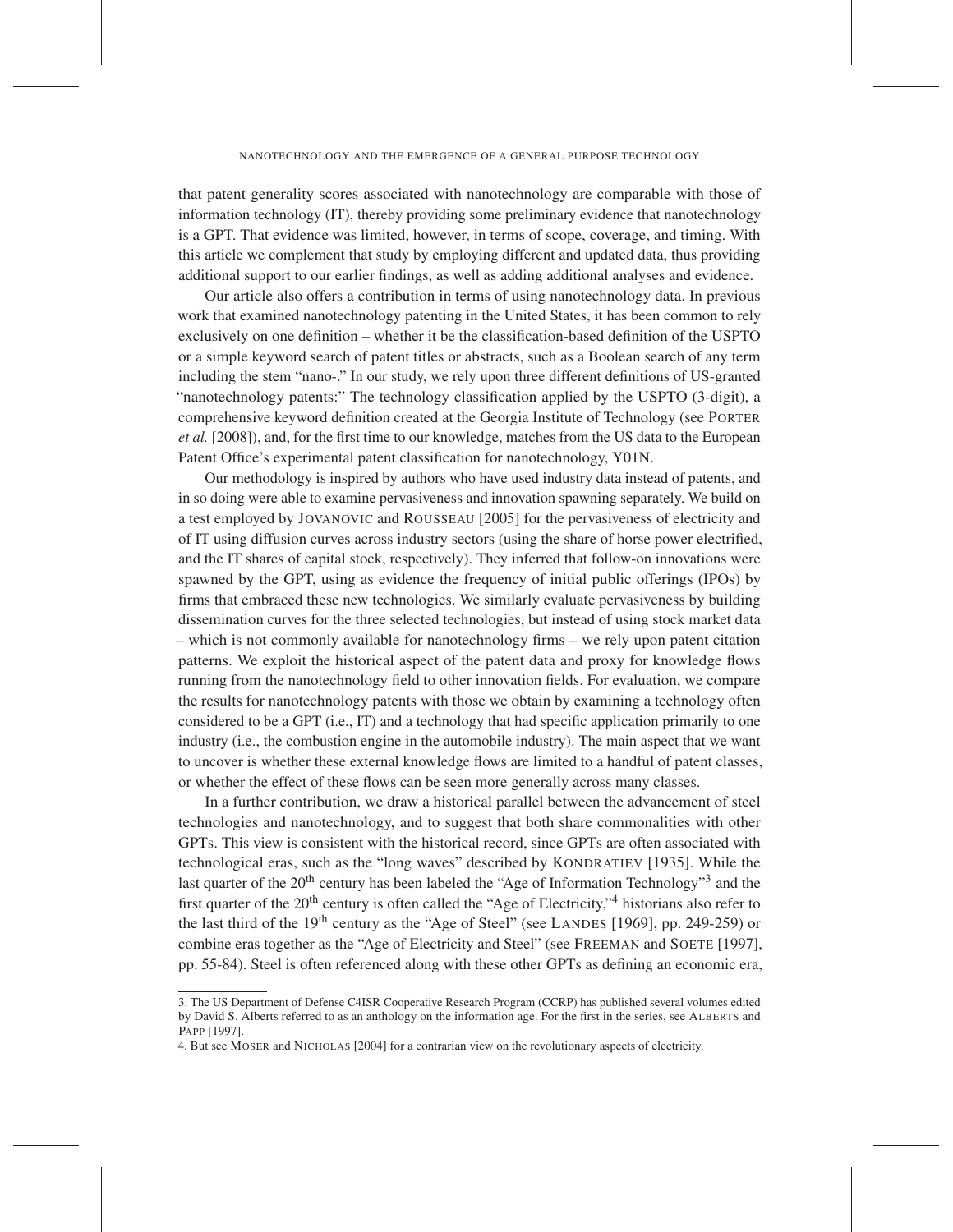that patent generality scores associated with nanotechnology are comparable with those of information technology (IT), thereby providing some preliminary evidence that nanotechnology is a GPT. That evidence was limited, however, in terms of scope, coverage, and timing. With this article we complement that study by employing different and updated data, thus providing additional support to our earlier findings, as well as adding additional analyses and evidence.

Our article also offers a contribution in terms of using nanotechnology data. In previous work that examined nanotechnology patenting in the United States, it has been common to rely exclusively on one definition – whether it be the classification-based definition of the USPTO or a simple keyword search of patent titles or abstracts, such as a Boolean search of any term including the stem "nano-." In our study, we rely upon three different definitions of US-granted "nanotechnology patents:" The technology classification applied by the USPTO (3-digit), a comprehensive keyword definition created at the Georgia Institute of Technology (see PORTER *et al.* [2008]), and, for the first time to our knowledge, matches from the US data to the European Patent Office's experimental patent classification for nanotechnology, Y01N.

Our methodology is inspired by authors who have used industry data instead of patents, and in so doing were able to examine pervasiveness and innovation spawning separately. We build on a test employed by JOVANOVIC and ROUSSEAU [2005] for the pervasiveness of electricity and of IT using diffusion curves across industry sectors (using the share of horse power electrified, and the IT shares of capital stock, respectively). They inferred that follow-on innovations were spawned by the GPT, using as evidence the frequency of initial public offerings (IPOs) by firms that embraced these new technologies. We similarly evaluate pervasiveness by building dissemination curves for the three selected technologies, but instead of using stock market data – which is not commonly available for nanotechnology firms – we rely upon patent citation patterns. We exploit the historical aspect of the patent data and proxy for knowledge flows running from the nanotechnology field to other innovation fields. For evaluation, we compare the results for nanotechnology patents with those we obtain by examining a technology often considered to be a GPT (i.e., IT) and a technology that had specific application primarily to one industry (i.e., the combustion engine in the automobile industry). The main aspect that we want to uncover is whether these external knowledge flows are limited to a handful of patent classes, or whether the effect of these flows can be seen more generally across many classes.

In a further contribution, we draw a historical parallel between the advancement of steel technologies and nanotechnology, and to suggest that both share commonalities with other GPTs. This view is consistent with the historical record, since GPTs are often associated with technological eras, such as the "long waves" described by KONDRATIEV [1935]. While the last quarter of the 20th century has been labeled the "Age of Information Technology"[3] and the first quarter of the 20th century is often called the "Age of Electricity,"[4] historians also refer to the last third of the 19th century as the "Age of Steel" (see LANDES [1969], pp. 249-259) or combine eras together as the "Age of Electricity and Steel" (see FREEMAN and SOETE [1997], pp. 55-84). Steel is often referenced along with these other GPTs as defining an economic era,

3. The US Department of Defense C4ISR Cooperative Research Program (CCRP) has published several volumes edited by David S. Alberts referred to as an anthology on the information age. For the first in the series, see ALBERTS and PAPP [1997].

4. But see MOSER and NICHOLAS [2004] for a contrarian view on the revolutionary aspects of electricity.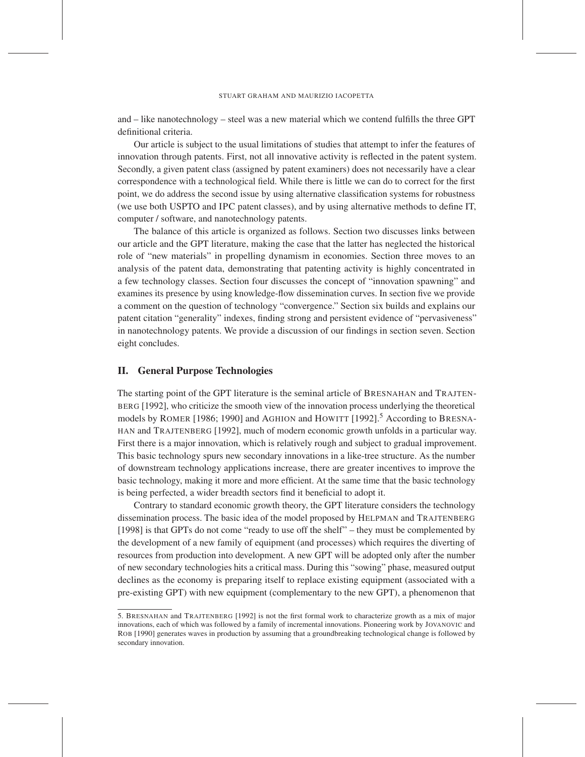and – like nanotechnology – steel was a new material which we contend fulfills the three GPT definitional criteria.

Our article is subject to the usual limitations of studies that attempt to infer the features of innovation through patents. First, not all innovative activity is reflected in the patent system. Secondly, a given patent class (assigned by patent examiners) does not necessarily have a clear correspondence with a technological field. While there is little we can do to correct for the first point, we do address the second issue by using alternative classification systems for robustness (we use both USPTO and IPC patent classes), and by using alternative methods to define IT, computer / software, and nanotechnology patents.

The balance of this article is organized as follows. Section two discusses links between our article and the GPT literature, making the case that the latter has neglected the historical role of "new materials" in propelling dynamism in economies. Section three moves to an analysis of the patent data, demonstrating that patenting activity is highly concentrated in a few technology classes. Section four discusses the concept of "innovation spawning" and examines its presence by using knowledge-flow dissemination curves. In section five we provide a comment on the question of technology "convergence." Section six builds and explains our patent citation "generality" indexes, finding strong and persistent evidence of "pervasiveness" in nanotechnology patents. We provide a discussion of our findings in section seven. Section eight concludes.

## II. General Purpose Technologies

The starting point of the GPT literature is the seminal article of Bresnahan and Trajtenberg [1992], who criticize the smooth view of the innovation process underlying the theoretical models by Romer [1986; 1990] and Aghion and Howitt [1992].[5] According to Bresnahan and Trajtenberg [1992], much of modern economic growth unfolds in a particular way. First there is a major innovation, which is relatively rough and subject to gradual improvement. This basic technology spurs new secondary innovations in a like-tree structure. As the number of downstream technology applications increase, there are greater incentives to improve the basic technology, making it more and more efficient. At the same time that the basic technology is being perfected, a wider breadth sectors find it beneficial to adopt it.

Contrary to standard economic growth theory, the GPT literature considers the technology dissemination process. The basic idea of the model proposed by Helpman and Trajtenberg [1998] is that GPTs do not come "ready to use off the shelf" – they must be complemented by the development of a new family of equipment (and processes) which requires the diverting of resources from production into development. A new GPT will be adopted only after the number of new secondary technologies hits a critical mass. During this "sowing" phase, measured output declines as the economy is preparing itself to replace existing equipment (associated with a pre-existing GPT) with new equipment (complementary to the new GPT), a phenomenon that

5. Bresnahan and Trajtenberg [1992] is not the first formal work to characterize growth as a mix of major innovations, each of which was followed by a family of incremental innovations. Pioneering work by Jovanovic and Rob [1990] generates waves in production by assuming that a groundbreaking technological change is followed by secondary innovation.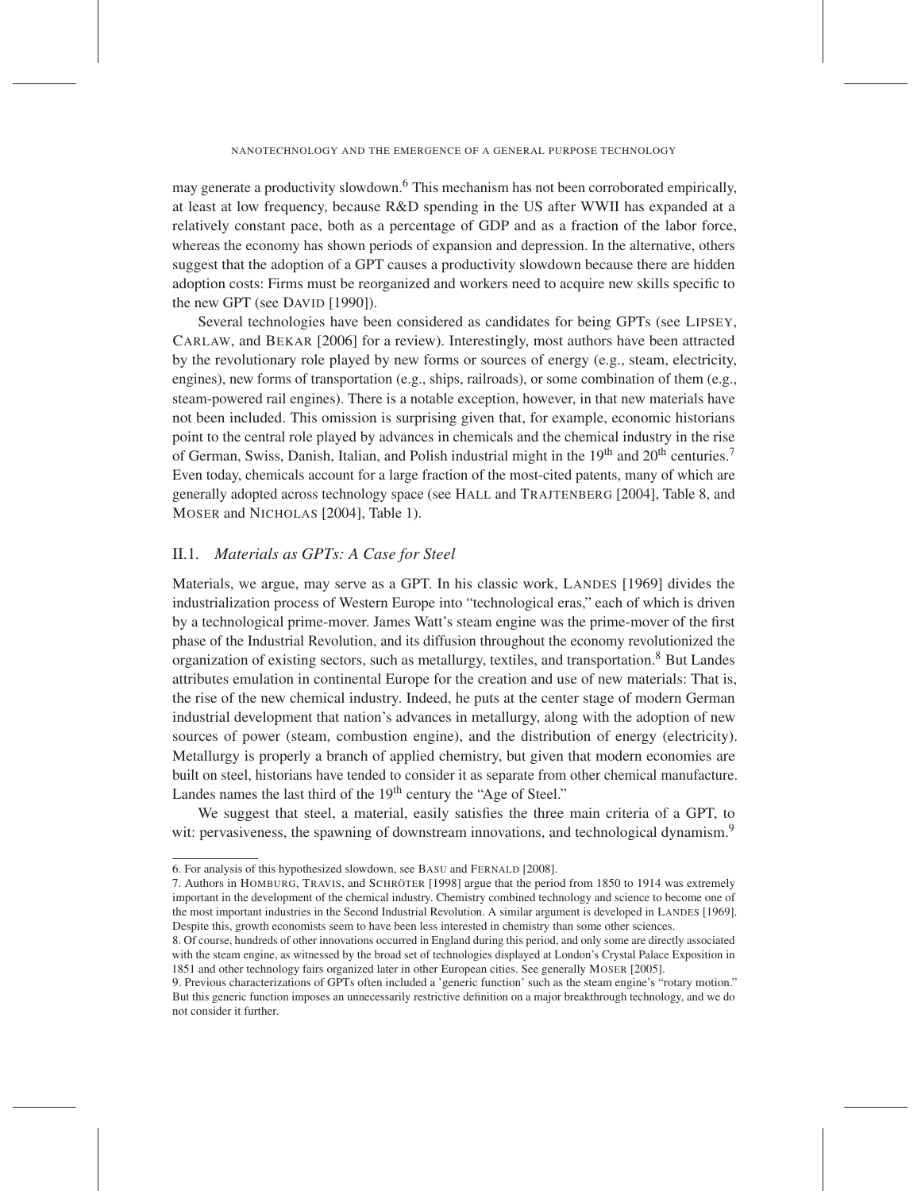may generate a productivity slowdown.[6] This mechanism has not been corroborated empirically, at least at low frequency, because R&D spending in the US after WWII has expanded at a relatively constant pace, both as a percentage of GDP and as a fraction of the labor force, whereas the economy has shown periods of expansion and depression. In the alternative, others suggest that the adoption of a GPT causes a productivity slowdown because there are hidden adoption costs: Firms must be reorganized and workers need to acquire new skills specific to the new GPT (see David [1990]).

Several technologies have been considered as candidates for being GPTs (see Lipsey, Carlaw, and Bekar [2006] for a review). Interestingly, most authors have been attracted by the revolutionary role played by new forms or sources of energy (e.g., steam, electricity, engines), new forms of transportation (e.g., ships, railroads), or some combination of them (e.g., steam-powered rail engines). There is a notable exception, however, in that new materials have not been included. This omission is surprising given that, for example, economic historians point to the central role played by advances in chemicals and the chemical industry in the rise of German, Swiss, Danish, Italian, and Polish industrial might in the 19th and 20th centuries.[7] Even today, chemicals account for a large fraction of the most-cited patents, many of which are generally adopted across technology space (see Hall and Trajtenberg [2004], Table 8, and Moser and Nicholas [2004], Table 1).

## II.1. *Materials as GPTs: A Case for Steel*

Materials, we argue, may serve as a GPT. In his classic work, Landes [1969] divides the industrialization process of Western Europe into "technological eras," each of which is driven by a technological prime-mover. James Watt's steam engine was the prime-mover of the first phase of the Industrial Revolution, and its diffusion throughout the economy revolutionized the organization of existing sectors, such as metallurgy, textiles, and transportation.[8] But Landes attributes emulation in continental Europe for the creation and use of new materials: That is, the rise of the new chemical industry. Indeed, he puts at the center stage of modern German industrial development that nation's advances in metallurgy, along with the adoption of new sources of power (steam, combustion engine), and the distribution of energy (electricity). Metallurgy is properly a branch of applied chemistry, but given that modern economies are built on steel, historians have tended to consider it as separate from other chemical manufacture. Landes names the last third of the 19th century the "Age of Steel."

We suggest that steel, a material, easily satisfies the three main criteria of a GPT, to wit: pervasiveness, the spawning of downstream innovations, and technological dynamism.[9]

---

6. For analysis of this hypothesized slowdown, see Basu and Fernald [2008].

7. Authors in Homburg, Travis, and Schröter [1998] argue that the period from 1850 to 1914 was extremely important in the development of the chemical industry. Chemistry combined technology and science to become one of the most important industries in the Second Industrial Revolution. A similar argument is developed in Landes [1969]. Despite this, growth economists seem to have been less interested in chemistry than some other sciences.

8. Of course, hundreds of other innovations occurred in England during this period, and only some are directly associated with the steam engine, as witnessed by the broad set of technologies displayed at London's Crystal Palace Exposition in 1851 and other technology fairs organized later in other European cities. See generally Moser [2005].

9. Previous characterizations of GPTs often included a 'generic function' such as the steam engine's "rotary motion." But this generic function imposes an unnecessarily restrictive definition on a major breakthrough technology, and we do not consider it further.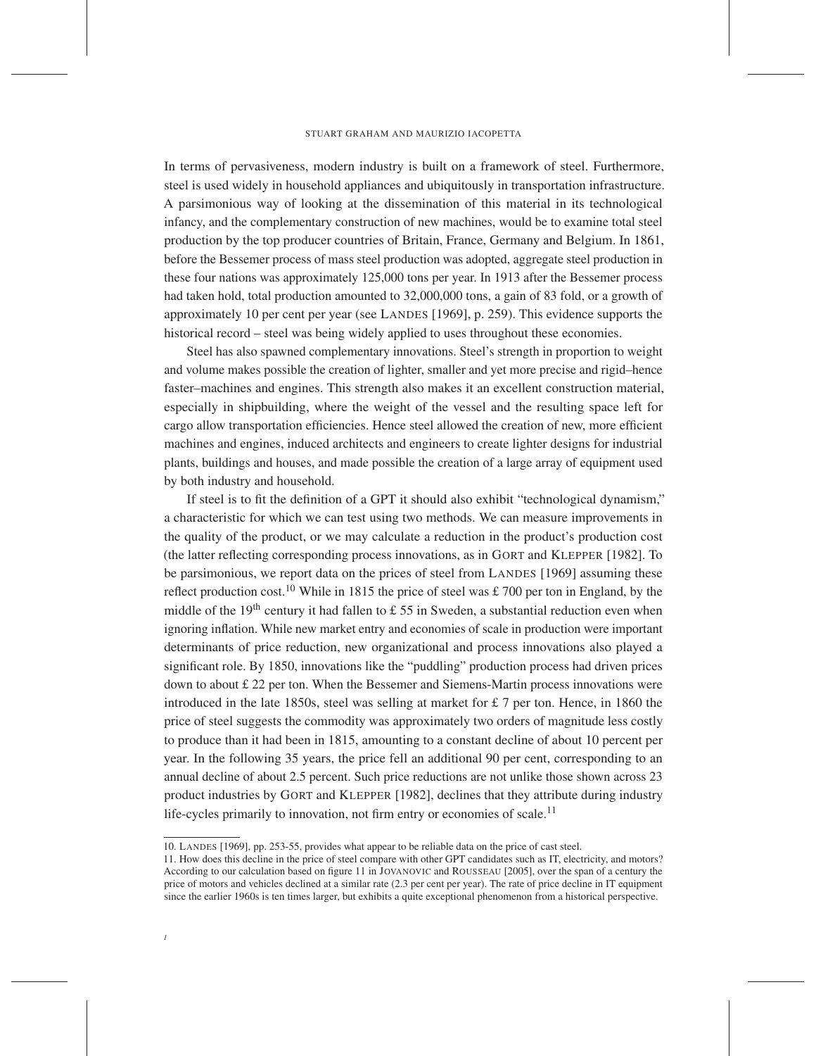In terms of pervasiveness, modern industry is built on a framework of steel. Furthermore, steel is used widely in household appliances and ubiquitously in transportation infrastructure. A parsimonious way of looking at the dissemination of this material in its technological infancy, and the complementary construction of new machines, would be to examine total steel production by the top producer countries of Britain, France, Germany and Belgium. In 1861, before the Bessemer process of mass steel production was adopted, aggregate steel production in these four nations was approximately 125,000 tons per year. In 1913 after the Bessemer process had taken hold, total production amounted to 32,000,000 tons, a gain of 83 fold, or a growth of approximately 10 per cent per year (see LANDES [1969], p. 259). This evidence supports the historical record – steel was being widely applied to uses throughout these economies.

Steel has also spawned complementary innovations. Steel's strength in proportion to weight and volume makes possible the creation of lighter, smaller and yet more precise and rigid–hence faster–machines and engines. This strength also makes it an excellent construction material, especially in shipbuilding, where the weight of the vessel and the resulting space left for cargo allow transportation efficiencies. Hence steel allowed the creation of new, more efficient machines and engines, induced architects and engineers to create lighter designs for industrial plants, buildings and houses, and made possible the creation of a large array of equipment used by both industry and household.

If steel is to fit the definition of a GPT it should also exhibit "technological dynamism," a characteristic for which we can test using two methods. We can measure improvements in the quality of the product, or we may calculate a reduction in the product's production cost (the latter reflecting corresponding process innovations, as in GORT and KLEPPER [1982]. To be parsimonious, we report data on the prices of steel from LANDES [1969] assuming these reflect production cost.[10] While in 1815 the price of steel was £ 700 per ton in England, by the middle of the 19th century it had fallen to £ 55 in Sweden, a substantial reduction even when ignoring inflation. While new market entry and economies of scale in production were important determinants of price reduction, new organizational and process innovations also played a significant role. By 1850, innovations like the "puddling" production process had driven prices down to about £ 22 per ton. When the Bessemer and Siemens-Martin process innovations were introduced in the late 1850s, steel was selling at market for £ 7 per ton. Hence, in 1860 the price of steel suggests the commodity was approximately two orders of magnitude less costly to produce than it had been in 1815, amounting to a constant decline of about 10 percent per year. In the following 35 years, the price fell an additional 90 per cent, corresponding to an annual decline of about 2.5 percent. Such price reductions are not unlike those shown across 23 product industries by GORT and KLEPPER [1982], declines that they attribute during industry life-cycles primarily to innovation, not firm entry or economies of scale.[11]

---

10. LANDES [1969], pp. 253-55, provides what appear to be reliable data on the price of cast steel.

11. How does this decline in the price of steel compare with other GPT candidates such as IT, electricity, and motors? According to our calculation based on figure 11 in JOVANOVIC and ROUSSEAU [2005], over the span of a century the price of motors and vehicles declined at a similar rate (2.3 per cent per year). The rate of price decline in IT equipment since the earlier 1960s is ten times larger, but exhibits a quite exceptional phenomenon from a historical perspective.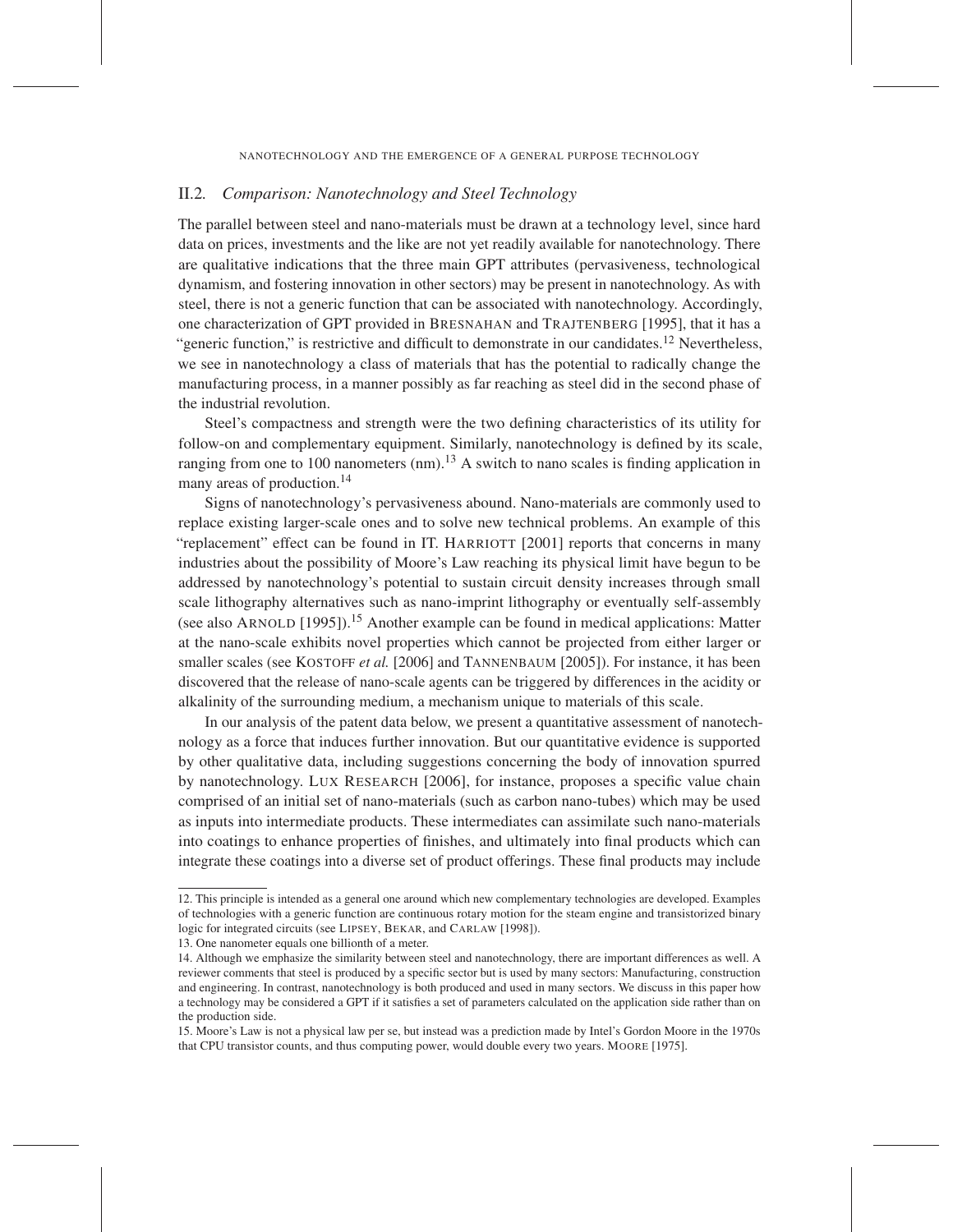## II.2. *Comparison: Nanotechnology and Steel Technology*

The parallel between steel and nano-materials must be drawn at a technology level, since hard data on prices, investments and the like are not yet readily available for nanotechnology. There are qualitative indications that the three main GPT attributes (pervasiveness, technological dynamism, and fostering innovation in other sectors) may be present in nanotechnology. As with steel, there is not a generic function that can be associated with nanotechnology. Accordingly, one characterization of GPT provided in BRESNAHAN and TRAJTENBERG [1995], that it has a "generic function," is restrictive and difficult to demonstrate in our candidates.[12] Nevertheless, we see in nanotechnology a class of materials that has the potential to radically change the manufacturing process, in a manner possibly as far reaching as steel did in the second phase of the industrial revolution.

Steel's compactness and strength were the two defining characteristics of its utility for follow-on and complementary equipment. Similarly, nanotechnology is defined by its scale, ranging from one to 100 nanometers (nm).[13] A switch to nano scales is finding application in many areas of production.[14]

Signs of nanotechnology's pervasiveness abound. Nano-materials are commonly used to replace existing larger-scale ones and to solve new technical problems. An example of this "replacement" effect can be found in IT. HARRIOTT [2001] reports that concerns in many industries about the possibility of Moore's Law reaching its physical limit have begun to be addressed by nanotechnology's potential to sustain circuit density increases through small scale lithography alternatives such as nano-imprint lithography or eventually self-assembly (see also ARNOLD [1995]).[15] Another example can be found in medical applications: Matter at the nano-scale exhibits novel properties which cannot be projected from either larger or smaller scales (see KOSTOFF *et al.* [2006] and TANNENBAUM [2005]). For instance, it has been discovered that the release of nano-scale agents can be triggered by differences in the acidity or alkalinity of the surrounding medium, a mechanism unique to materials of this scale.

In our analysis of the patent data below, we present a quantitative assessment of nanotechnology as a force that induces further innovation. But our quantitative evidence is supported by other qualitative data, including suggestions concerning the body of innovation spurred by nanotechnology. LUX RESEARCH [2006], for instance, proposes a specific value chain comprised of an initial set of nano-materials (such as carbon nano-tubes) which may be used as inputs into intermediate products. These intermediates can assimilate such nano-materials into coatings to enhance properties of finishes, and ultimately into final products which can integrate these coatings into a diverse set of product offerings. These final products may include

---

12. This principle is intended as a general one around which new complementary technologies are developed. Examples of technologies with a generic function are continuous rotary motion for the steam engine and transistorized binary logic for integrated circuits (see LIPSEY, BEKAR, and CARLAW [1998]).

13. One nanometer equals one billionth of a meter.

14. Although we emphasize the similarity between steel and nanotechnology, there are important differences as well. A reviewer comments that steel is produced by a specific sector but is used by many sectors: Manufacturing, construction and engineering. In contrast, nanotechnology is both produced and used in many sectors. We discuss in this paper how a technology may be considered a GPT if it satisfies a set of parameters calculated on the application side rather than on the production side.

15. Moore's Law is not a physical law per se, but instead was a prediction made by Intel's Gordon Moore in the 1970s that CPU transistor counts, and thus computing power, would double every two years. MOORE [1975].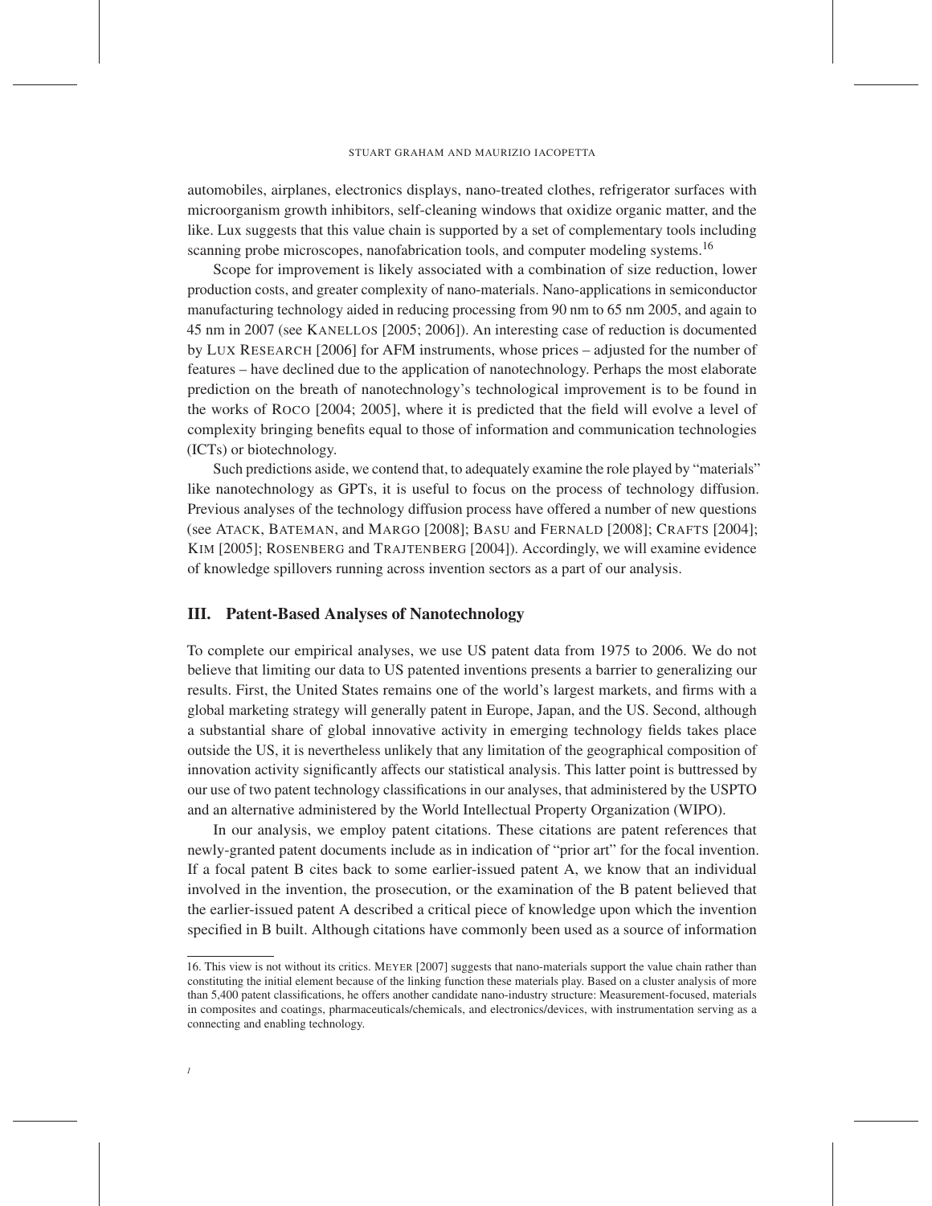automobiles, airplanes, electronics displays, nano-treated clothes, refrigerator surfaces with microorganism growth inhibitors, self-cleaning windows that oxidize organic matter, and the like. Lux suggests that this value chain is supported by a set of complementary tools including scanning probe microscopes, nanofabrication tools, and computer modeling systems.[16]

Scope for improvement is likely associated with a combination of size reduction, lower production costs, and greater complexity of nano-materials. Nano-applications in semiconductor manufacturing technology aided in reducing processing from 90 nm to 65 nm 2005, and again to 45 nm in 2007 (see Kanellos [2005; 2006]). An interesting case of reduction is documented by Lux Research [2006] for AFM instruments, whose prices – adjusted for the number of features – have declined due to the application of nanotechnology. Perhaps the most elaborate prediction on the breath of nanotechnology's technological improvement is to be found in the works of Roco [2004; 2005], where it is predicted that the field will evolve a level of complexity bringing benefits equal to those of information and communication technologies (ICTs) or biotechnology.

Such predictions aside, we contend that, to adequately examine the role played by "materials" like nanotechnology as GPTs, it is useful to focus on the process of technology diffusion. Previous analyses of the technology diffusion process have offered a number of new questions (see Atack, Bateman, and Margo [2008]; Basu and Fernald [2008]; Crafts [2004]; Kim [2005]; Rosenberg and Trajtenberg [2004]). Accordingly, we will examine evidence of knowledge spillovers running across invention sectors as a part of our analysis.

## III. Patent-Based Analyses of Nanotechnology

To complete our empirical analyses, we use US patent data from 1975 to 2006. We do not believe that limiting our data to US patented inventions presents a barrier to generalizing our results. First, the United States remains one of the world's largest markets, and firms with a global marketing strategy will generally patent in Europe, Japan, and the US. Second, although a substantial share of global innovative activity in emerging technology fields takes place outside the US, it is nevertheless unlikely that any limitation of the geographical composition of innovation activity significantly affects our statistical analysis. This latter point is buttressed by our use of two patent technology classifications in our analyses, that administered by the USPTO and an alternative administered by the World Intellectual Property Organization (WIPO).

In our analysis, we employ patent citations. These citations are patent references that newly-granted patent documents include as in indication of "prior art" for the focal invention. If a focal patent B cites back to some earlier-issued patent A, we know that an individual involved in the invention, the prosecution, or the examination of the B patent believed that the earlier-issued patent A described a critical piece of knowledge upon which the invention specified in B built. Although citations have commonly been used as a source of information

16. This view is not without its critics. Meyer [2007] suggests that nano-materials support the value chain rather than constituting the initial element because of the linking function these materials play. Based on a cluster analysis of more than 5,400 patent classifications, he offers another candidate nano-industry structure: Measurement-focused, materials in composites and coatings, pharmaceuticals/chemicals, and electronics/devices, with instrumentation serving as a connecting and enabling technology.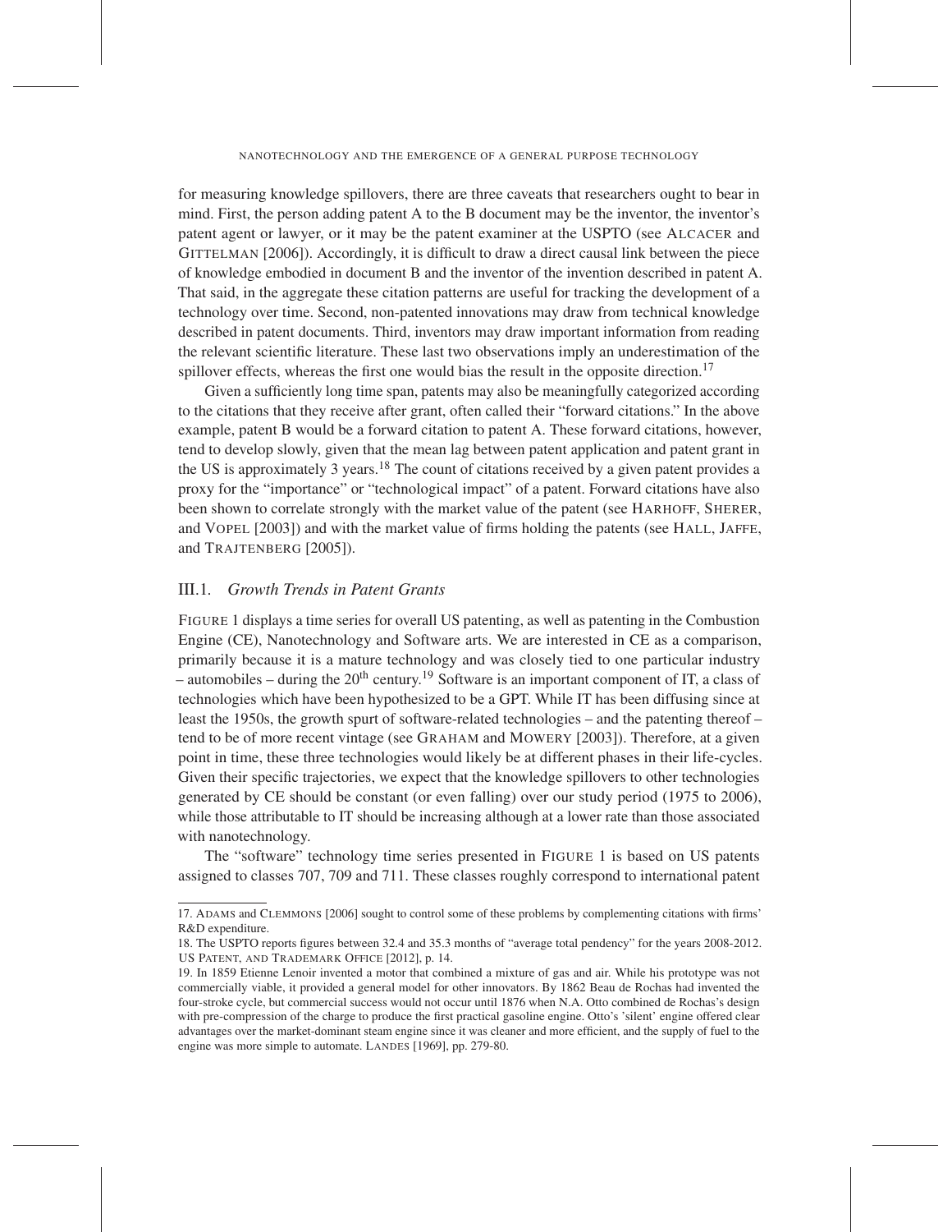for measuring knowledge spillovers, there are three caveats that researchers ought to bear in mind. First, the person adding patent A to the B document may be the inventor, the inventor's patent agent or lawyer, or it may be the patent examiner at the USPTO (see ALCACER and GITTELMAN [2006]). Accordingly, it is difficult to draw a direct causal link between the piece of knowledge embodied in document B and the inventor of the invention described in patent A. That said, in the aggregate these citation patterns are useful for tracking the development of a technology over time. Second, non-patented innovations may draw from technical knowledge described in patent documents. Third, inventors may draw important information from reading the relevant scientific literature. These last two observations imply an underestimation of the spillover effects, whereas the first one would bias the result in the opposite direction.[17]

Given a sufficiently long time span, patents may also be meaningfully categorized according to the citations that they receive after grant, often called their "forward citations." In the above example, patent B would be a forward citation to patent A. These forward citations, however, tend to develop slowly, given that the mean lag between patent application and patent grant in the US is approximately 3 years.[18] The count of citations received by a given patent provides a proxy for the "importance" or "technological impact" of a patent. Forward citations have also been shown to correlate strongly with the market value of the patent (see HARHOFF, SHERER, and VOPEL [2003]) and with the market value of firms holding the patents (see HALL, JAFFE, and TRAJTENBERG [2005]).

### III.1. *Growth Trends in Patent Grants*

FIGURE 1 displays a time series for overall US patenting, as well as patenting in the Combustion Engine (CE), Nanotechnology and Software arts. We are interested in CE as a comparison, primarily because it is a mature technology and was closely tied to one particular industry – automobiles – during the 20th century.[19] Software is an important component of IT, a class of technologies which have been hypothesized to be a GPT. While IT has been diffusing since at least the 1950s, the growth spurt of software-related technologies – and the patenting thereof – tend to be of more recent vintage (see GRAHAM and MOWERY [2003]). Therefore, at a given point in time, these three technologies would likely be at different phases in their life-cycles. Given their specific trajectories, we expect that the knowledge spillovers to other technologies generated by CE should be constant (or even falling) over our study period (1975 to 2006), while those attributable to IT should be increasing although at a lower rate than those associated with nanotechnology.

The "software" technology time series presented in FIGURE 1 is based on US patents assigned to classes 707, 709 and 711. These classes roughly correspond to international patent

---

17. ADAMS and CLEMMONS [2006] sought to control some of these problems by complementing citations with firms' R&D expenditure.

18. The USPTO reports figures between 32.4 and 35.3 months of "average total pendency" for the years 2008-2012. US PATENT, AND TRADEMARK OFFICE [2012], p. 14.

19. In 1859 Etienne Lenoir invented a motor that combined a mixture of gas and air. While his prototype was not commercially viable, it provided a general model for other innovators. By 1862 Beau de Rochas had invented the four-stroke cycle, but commercial success would not occur until 1876 when N.A. Otto combined de Rochas's design with pre-compression of the charge to produce the first practical gasoline engine. Otto's 'silent' engine offered clear advantages over the market-dominant steam engine since it was cleaner and more efficient, and the supply of fuel to the engine was more simple to automate. LANDES [1969], pp. 279-80.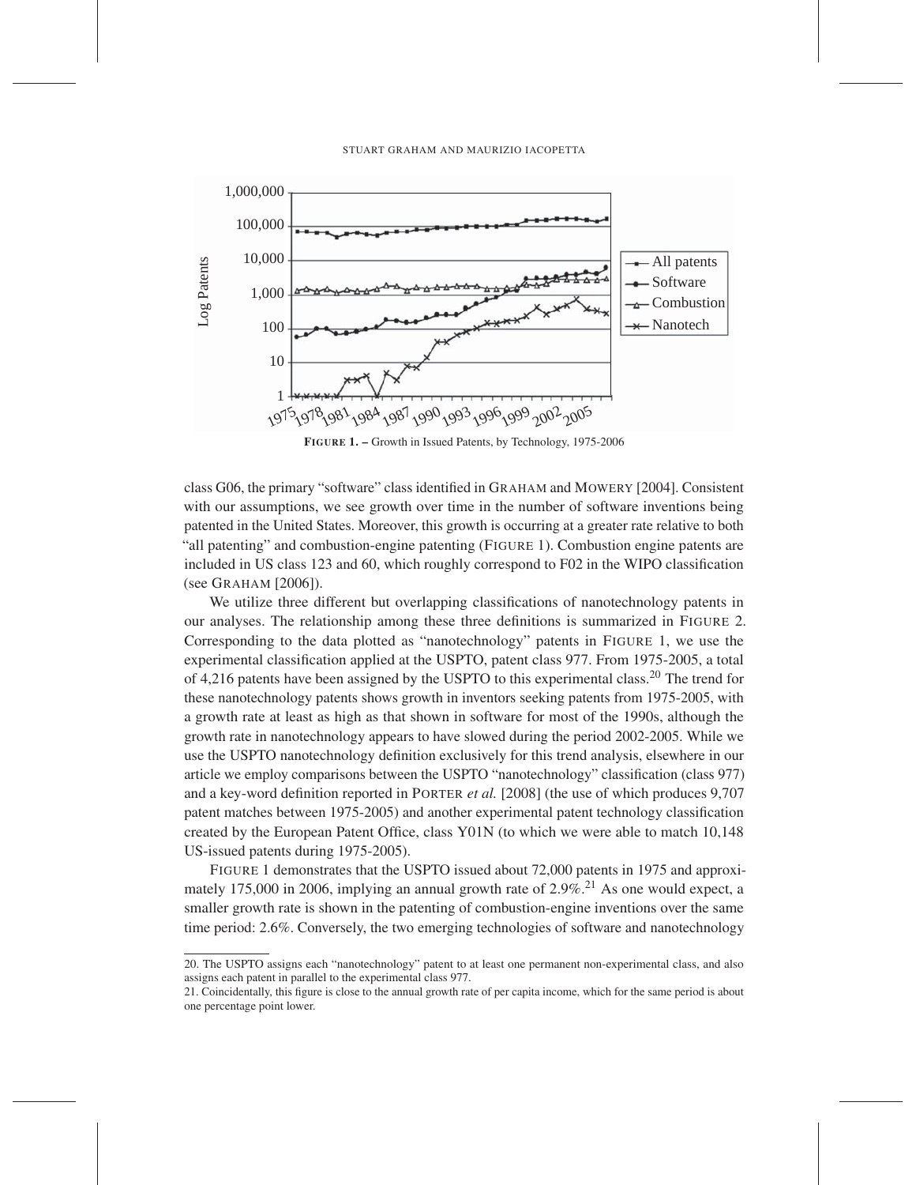**FIGURE 1. –** Growth in Issued Patents, by Technology, 1975-2006

class G06, the primary "software" class identified in GRAHAM and MOWERY [2004]. Consistent with our assumptions, we see growth over time in the number of software inventions being patented in the United States. Moreover, this growth is occurring at a greater rate relative to both "all patenting" and combustion-engine patenting (FIGURE 1). Combustion engine patents are included in US class 123 and 60, which roughly correspond to F02 in the WIPO classification (see GRAHAM [2006]).

We utilize three different but overlapping classifications of nanotechnology patents in our analyses. The relationship among these three definitions is summarized in FIGURE 2. Corresponding to the data plotted as "nanotechnology" patents in FIGURE 1, we use the experimental classification applied at the USPTO, patent class 977. From 1975-2005, a total of 4,216 patents have been assigned by the USPTO to this experimental class.[20] The trend for these nanotechnology patents shows growth in inventors seeking patents from 1975-2005, with a growth rate at least as high as that shown in software for most of the 1990s, although the growth rate in nanotechnology appears to have slowed during the period 2002-2005. While we use the USPTO nanotechnology definition exclusively for this trend analysis, elsewhere in our article we employ comparisons between the USPTO "nanotechnology" classification (class 977) and a key-word definition reported in PORTER *et al.* [2008] (the use of which produces 9,707 patent matches between 1975-2005) and another experimental patent technology classification created by the European Patent Office, class Y01N (to which we were able to match 10,148 US-issued patents during 1975-2005).

FIGURE 1 demonstrates that the USPTO issued about 72,000 patents in 1975 and approximately 175,000 in 2006, implying an annual growth rate of 2.9%.[21] As one would expect, a smaller growth rate is shown in the patenting of combustion-engine inventions over the same time period: 2.6%. Conversely, the two emerging technologies of software and nanotechnology

20. The USPTO assigns each "nanotechnology" patent to at least one permanent non-experimental class, and also assigns each patent in parallel to the experimental class 977.

21. Coincidentally, this figure is close to the annual growth rate of per capita income, which for the same period is about one percentage point lower.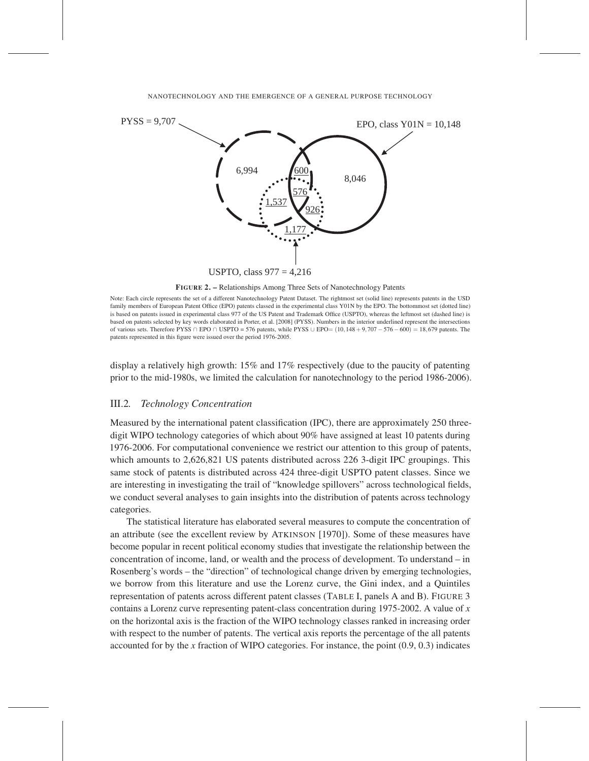PYSS = 9,707

EPO, class Y01N = 10,148

6,994

600

8,046

576

1,537

926

1,177

USPTO, class 977 = 4,216

**FIGURE 2. –** Relationships Among Three Sets of Nanotechnology Patents

Note: Each circle represents the set of a different Nanotechnology Patent Dataset. The rightmost set (solid line) represents patents in the USD family members of European Patent Office (EPO) patents classed in the experimental class Y01N by the EPO. The bottommost set (dotted line) is based on patents issued in experimental class 977 of the US Patent and Trademark Office (USPTO), whereas the leftmost set (dashed line) is based on patents selected by key words elaborated in Porter, et al. [2008] (PYSS). Numbers in the interior underlined represent the intersections of various sets. Therefore PYSS ∩ EPO ∩ USPTO = 576 patents, while PYSS ∪ EPO= $(10,148 + 9,707 - 576 - 600) = 18,679$ patents. The patents represented in this figure were issued over the period 1976-2005.

display a relatively high growth: 15% and 17% respectively (due to the paucity of patenting prior to the mid-1980s, we limited the calculation for nanotechnology to the period 1986-2006).

### III.2. *Technology Concentration*

Measured by the international patent classification (IPC), there are approximately 250 three-digit WIPO technology categories of which about 90% have assigned at least 10 patents during 1976-2006. For computational convenience we restrict our attention to this group of patents, which amounts to 2,626,821 US patents distributed across 226 3-digit IPC groupings. This same stock of patents is distributed across 424 three-digit USPTO patent classes. Since we are interesting in investigating the trail of "knowledge spillovers" across technological fields, we conduct several analyses to gain insights into the distribution of patents across technology categories.

The statistical literature has elaborated several measures to compute the concentration of an attribute (see the excellent review by ATKINSON [1970]). Some of these measures have become popular in recent political economy studies that investigate the relationship between the concentration of income, land, or wealth and the process of development. To understand – in Rosenberg's words – the "direction" of technological change driven by emerging technologies, we borrow from this literature and use the Lorenz curve, the Gini index, and a Quintiles representation of patents across different patent classes (TABLE I, panels A and B). FIGURE 3 contains a Lorenz curve representing patent-class concentration during 1975-2002. A value of $x$ on the horizontal axis is the fraction of the WIPO technology classes ranked in increasing order with respect to the number of patents. The vertical axis reports the percentage of the all patents accounted for by the $x$ fraction of WIPO categories. For instance, the point (0.9, 0.3) indicates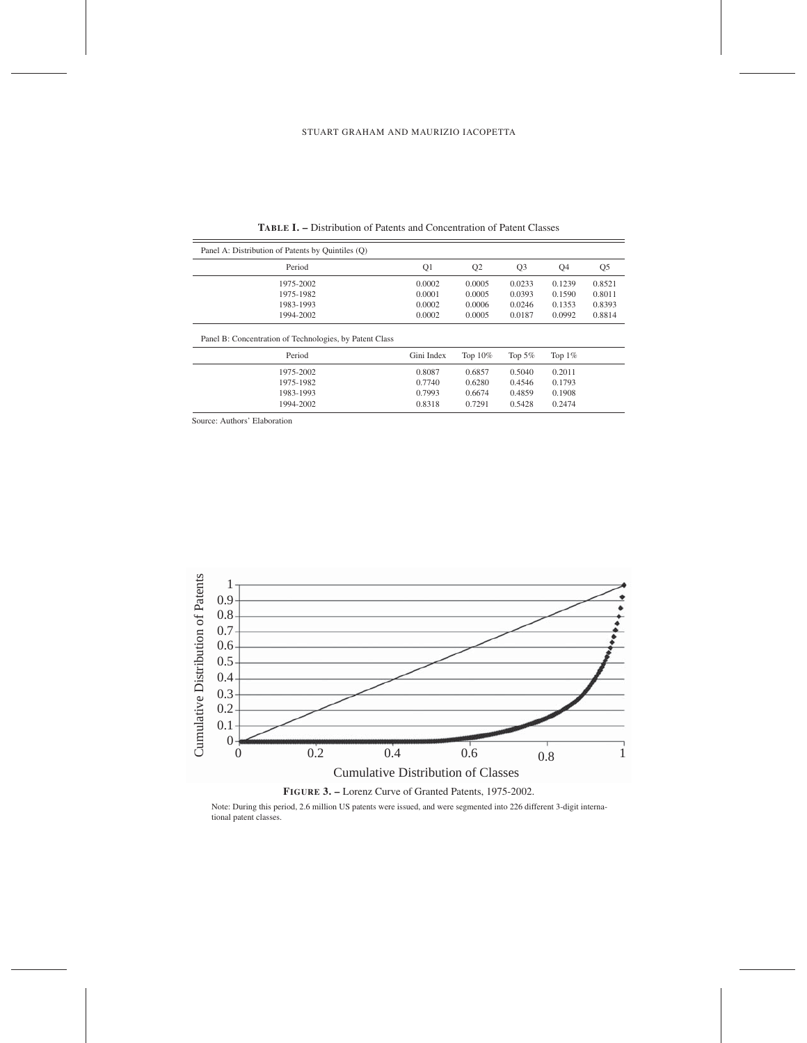**TABLE I. –** Distribution of Patents and Concentration of Patent Classes

Panel A: Distribution of Patents by Quintiles (Q)

| Period | Q1 | Q2 | Q3 | Q4 | Q5 |
|---|---|---|---|---|---|
| 1975-2002 | 0.0002 | 0.0005 | 0.0233 | 0.1239 | 0.8521 |
| 1975-1982 | 0.0001 | 0.0005 | 0.0393 | 0.1590 | 0.8011 |
| 1983-1993 | 0.0002 | 0.0006 | 0.0246 | 0.1353 | 0.8393 |
| 1994-2002 | 0.0002 | 0.0005 | 0.0187 | 0.0992 | 0.8814 |

Panel B: Concentration of Technologies, by Patent Class

| Period | Gini Index | Top 10% | Top 5% | Top 1% |
|---|---|---|---|---|
| 1975-2002 | 0.8087 | 0.6857 | 0.5040 | 0.2011 |
| 1975-1982 | 0.7740 | 0.6280 | 0.4546 | 0.1793 |
| 1983-1993 | 0.7993 | 0.6674 | 0.4859 | 0.1908 |
| 1994-2002 | 0.8318 | 0.7291 | 0.5428 | 0.2474 |

Source: Authors' Elaboration

**FIGURE 3. –** Lorenz Curve of Granted Patents, 1975-2002.

Note: During this period, 2.6 million US patents were issued, and were segmented into 226 different 3-digit international patent classes.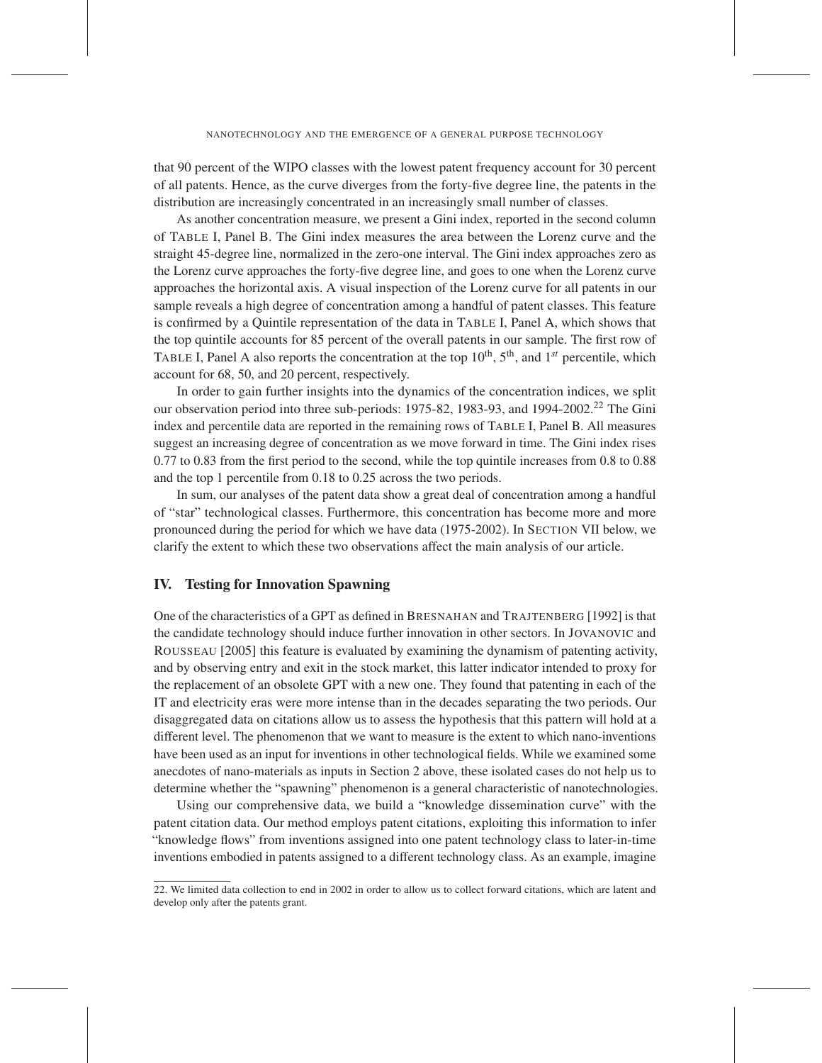that 90 percent of the WIPO classes with the lowest patent frequency account for 30 percent of all patents. Hence, as the curve diverges from the forty-five degree line, the patents in the distribution are increasingly concentrated in an increasingly small number of classes.

As another concentration measure, we present a Gini index, reported in the second column of Table I, Panel B. The Gini index measures the area between the Lorenz curve and the straight 45-degree line, normalized in the zero-one interval. The Gini index approaches zero as the Lorenz curve approaches the forty-five degree line, and goes to one when the Lorenz curve approaches the horizontal axis. A visual inspection of the Lorenz curve for all patents in our sample reveals a high degree of concentration among a handful of patent classes. This feature is confirmed by a Quintile representation of the data in Table I, Panel A, which shows that the top quintile accounts for 85 percent of the overall patents in our sample. The first row of Table I, Panel A also reports the concentration at the top 10$^{th}$, 5$^{th}$, and 1$^{st}$ percentile, which account for 68, 50, and 20 percent, respectively.

In order to gain further insights into the dynamics of the concentration indices, we split our observation period into three sub-periods: 1975-82, 1983-93, and 1994-2002.[22] The Gini index and percentile data are reported in the remaining rows of Table I, Panel B. All measures suggest an increasing degree of concentration as we move forward in time. The Gini index rises 0.77 to 0.83 from the first period to the second, while the top quintile increases from 0.8 to 0.88 and the top 1 percentile from 0.18 to 0.25 across the two periods.

In sum, our analyses of the patent data show a great deal of concentration among a handful of "star" technological classes. Furthermore, this concentration has become more and more pronounced during the period for which we have data (1975-2002). In Section VII below, we clarify the extent to which these two observations affect the main analysis of our article.

## IV. Testing for Innovation Spawning

One of the characteristics of a GPT as defined in Bresnahan and Trajtenberg [1992] is that the candidate technology should induce further innovation in other sectors. In Jovanovic and Rousseau [2005] this feature is evaluated by examining the dynamism of patenting activity, and by observing entry and exit in the stock market, this latter indicator intended to proxy for the replacement of an obsolete GPT with a new one. They found that patenting in each of the IT and electricity eras were more intense than in the decades separating the two periods. Our disaggregated data on citations allow us to assess the hypothesis that this pattern will hold at a different level. The phenomenon that we want to measure is the extent to which nano-inventions have been used as an input for inventions in other technological fields. While we examined some anecdotes of nano-materials as inputs in Section 2 above, these isolated cases do not help us to determine whether the "spawning" phenomenon is a general characteristic of nanotechnologies.

Using our comprehensive data, we build a "knowledge dissemination curve" with the patent citation data. Our method employs patent citations, exploiting this information to infer "knowledge flows" from inventions assigned into one patent technology class to later-in-time inventions embodied in patents assigned to a different technology class. As an example, imagine

22. We limited data collection to end in 2002 in order to allow us to collect forward citations, which are latent and develop only after the patents grant.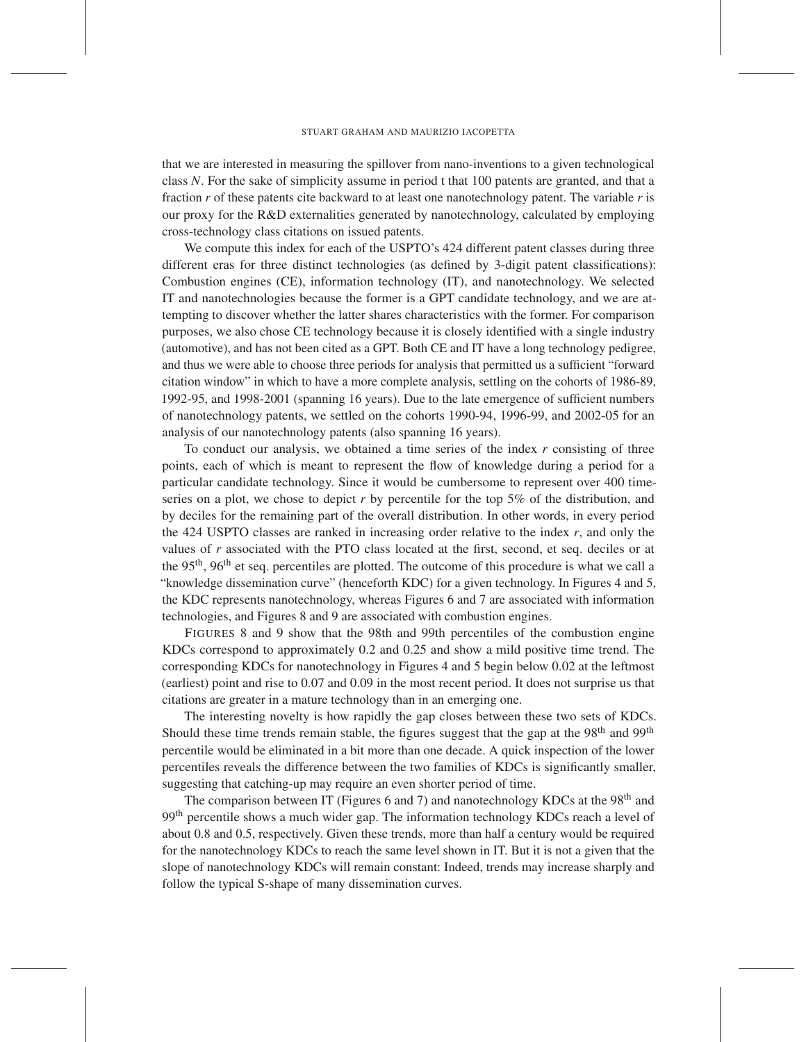that we are interested in measuring the spillover from nano-inventions to a given technological class *N*. For the sake of simplicity assume in period t that 100 patents are granted, and that a fraction *r* of these patents cite backward to at least one nanotechnology patent. The variable *r* is our proxy for the R&D externalities generated by nanotechnology, calculated by employing cross-technology class citations on issued patents.

We compute this index for each of the USPTO's 424 different patent classes during three different eras for three distinct technologies (as defined by 3-digit patent classifications): Combustion engines (CE), information technology (IT), and nanotechnology. We selected IT and nanotechnologies because the former is a GPT candidate technology, and we are attempting to discover whether the latter shares characteristics with the former. For comparison purposes, we also chose CE technology because it is closely identified with a single industry (automotive), and has not been cited as a GPT. Both CE and IT have a long technology pedigree, and thus we were able to choose three periods for analysis that permitted us a sufficient "forward citation window" in which to have a more complete analysis, settling on the cohorts of 1986-89, 1992-95, and 1998-2001 (spanning 16 years). Due to the late emergence of sufficient numbers of nanotechnology patents, we settled on the cohorts 1990-94, 1996-99, and 2002-05 for an analysis of our nanotechnology patents (also spanning 16 years).

To conduct our analysis, we obtained a time series of the index *r* consisting of three points, each of which is meant to represent the flow of knowledge during a period for a particular candidate technology. Since it would be cumbersome to represent over 400 time-series on a plot, we chose to depict *r* by percentile for the top 5% of the distribution, and by deciles for the remaining part of the overall distribution. In other words, in every period the 424 USPTO classes are ranked in increasing order relative to the index *r*, and only the values of *r* associated with the PTO class located at the first, second, et seq. deciles or at the 95$^{th}$, 96$^{th}$ et seq. percentiles are plotted. The outcome of this procedure is what we call a "knowledge dissemination curve" (henceforth KDC) for a given technology. In Figures 4 and 5, the KDC represents nanotechnology, whereas Figures 6 and 7 are associated with information technologies, and Figures 8 and 9 are associated with combustion engines.

Figures 8 and 9 show that the 98th and 99th percentiles of the combustion engine KDCs correspond to approximately 0.2 and 0.25 and show a mild positive time trend. The corresponding KDCs for nanotechnology in Figures 4 and 5 begin below 0.02 at the leftmost (earliest) point and rise to 0.07 and 0.09 in the most recent period. It does not surprise us that citations are greater in a mature technology than in an emerging one.

The interesting novelty is how rapidly the gap closes between these two sets of KDCs. Should these time trends remain stable, the figures suggest that the gap at the 98$^{th}$ and 99$^{th}$ percentile would be eliminated in a bit more than one decade. A quick inspection of the lower percentiles reveals the difference between the two families of KDCs is significantly smaller, suggesting that catching-up may require an even shorter period of time.

The comparison between IT (Figures 6 and 7) and nanotechnology KDCs at the 98$^{th}$ and 99$^{th}$ percentile shows a much wider gap. The information technology KDCs reach a level of about 0.8 and 0.5, respectively. Given these trends, more than half a century would be required for the nanotechnology KDCs to reach the same level shown in IT. But it is not a given that the slope of nanotechnology KDCs will remain constant: Indeed, trends may increase sharply and follow the typical S-shape of many dissemination curves.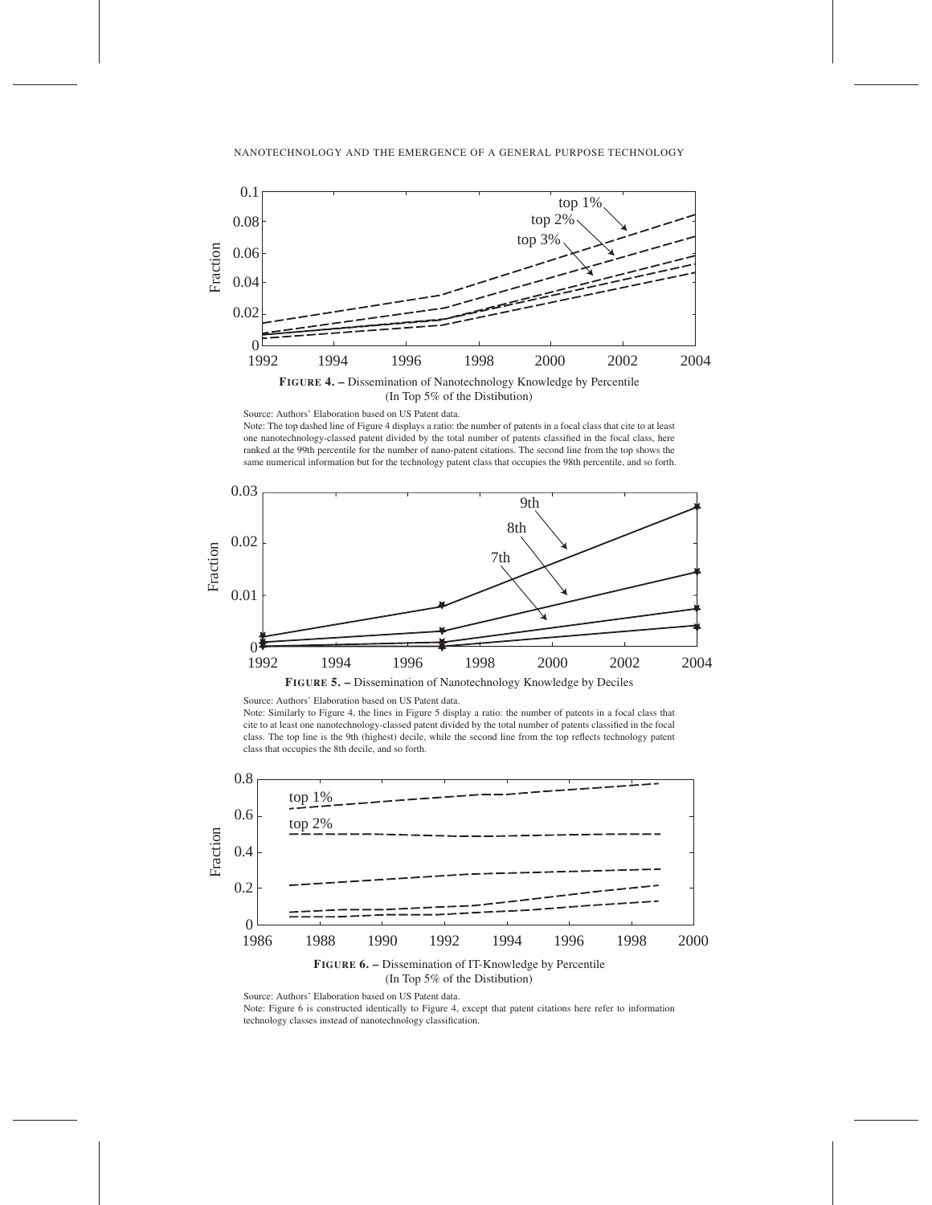**FIGURE 4. –** Dissemination of Nanotechnology Knowledge by Percentile (In Top 5% of the Distibution)

Source: Authors' Elaboration based on US Patent data.

Note: The top dashed line of Figure 4 displays a ratio: the number of patents in a focal class that cite to at least one nanotechnology-classed patent divided by the total number of patents classified in the focal class, here ranked at the 99th percentile for the number of nano-patent citations. The second line from the top shows the same numerical information but for the technology patent class that occupies the 98th percentile, and so forth.

**FIGURE 5. –** Dissemination of Nanotechnology Knowledge by Deciles

Source: Authors' Elaboration based on US Patent data.

Note: Similarly to Figure 4, the lines in Figure 5 display a ratio: the number of patents in a focal class that cite to at least one nanotechnology-classed patent divided by the total number of patents classified in the focal class. The top line is the 9th (highest) decile, while the second line from the top reflects technology patent class that occupies the 8th decile, and so forth.

**FIGURE 6. –** Dissemination of IT-Knowledge by Percentile (In Top 5% of the Distibution)

Source: Authors' Elaboration based on US Patent data.

Note: Figure 6 is constructed identically to Figure 4, except that patent citations here refer to information technology classes instead of nanotechnology classification.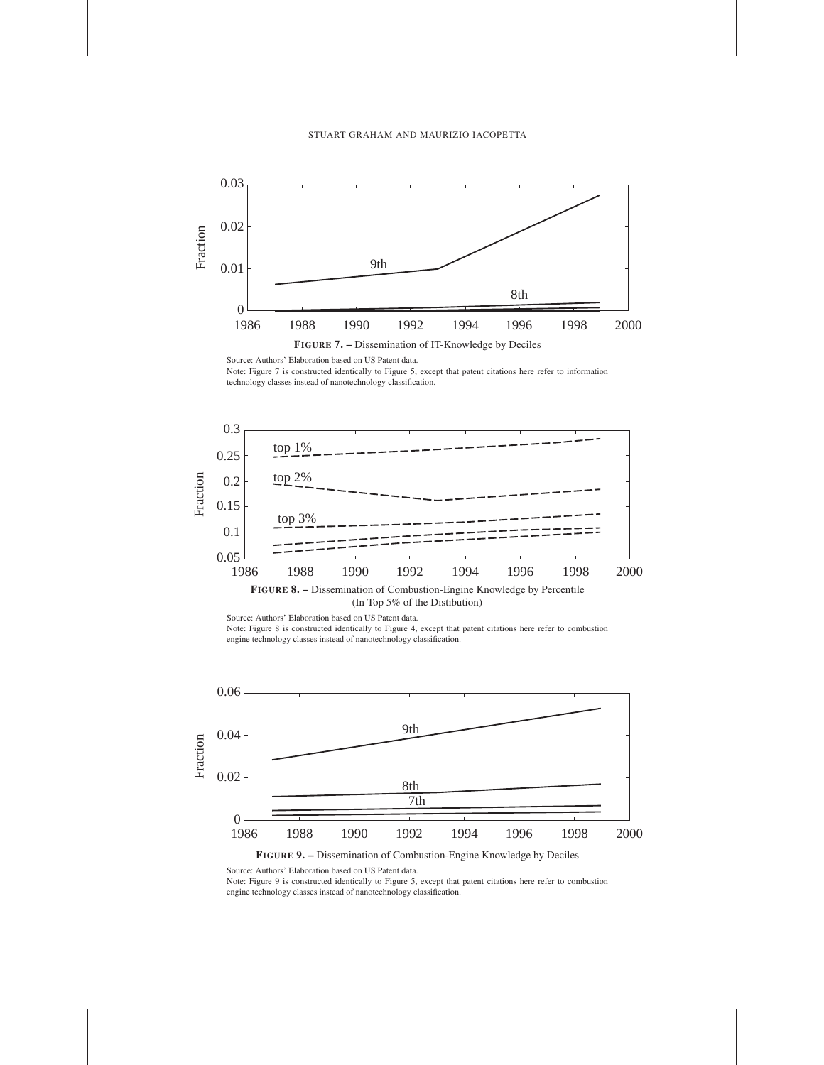**FIGURE 7. –** Dissemination of IT-Knowledge by Deciles

Source: Authors' Elaboration based on US Patent data.

Note: Figure 7 is constructed identically to Figure 5, except that patent citations here refer to information technology classes instead of nanotechnology classification.

**FIGURE 8. –** Dissemination of Combustion-Engine Knowledge by Percentile (In Top 5% of the Distibution)

Source: Authors' Elaboration based on US Patent data.

Note: Figure 8 is constructed identically to Figure 4, except that patent citations here refer to combustion engine technology classes instead of nanotechnology classification.

**FIGURE 9. –** Dissemination of Combustion-Engine Knowledge by Deciles

Source: Authors' Elaboration based on US Patent data.

Note: Figure 9 is constructed identically to Figure 5, except that patent citations here refer to combustion engine technology classes instead of nanotechnology classification.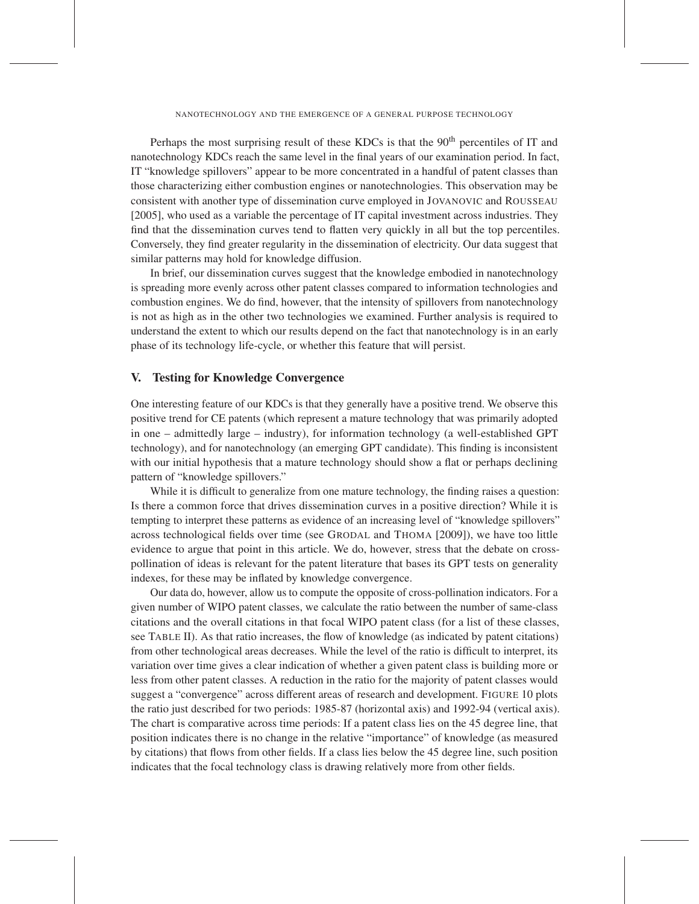Perhaps the most surprising result of these KDCs is that the 90th percentiles of IT and nanotechnology KDCs reach the same level in the final years of our examination period. In fact, IT "knowledge spillovers" appear to be more concentrated in a handful of patent classes than those characterizing either combustion engines or nanotechnologies. This observation may be consistent with another type of dissemination curve employed in Jovanovic and Rousseau [2005], who used as a variable the percentage of IT capital investment across industries. They find that the dissemination curves tend to flatten very quickly in all but the top percentiles. Conversely, they find greater regularity in the dissemination of electricity. Our data suggest that similar patterns may hold for knowledge diffusion.

In brief, our dissemination curves suggest that the knowledge embodied in nanotechnology is spreading more evenly across other patent classes compared to information technologies and combustion engines. We do find, however, that the intensity of spillovers from nanotechnology is not as high as in the other two technologies we examined. Further analysis is required to understand the extent to which our results depend on the fact that nanotechnology is in an early phase of its technology life-cycle, or whether this feature that will persist.

## V. Testing for Knowledge Convergence

One interesting feature of our KDCs is that they generally have a positive trend. We observe this positive trend for CE patents (which represent a mature technology that was primarily adopted in one – admittedly large – industry), for information technology (a well-established GPT technology), and for nanotechnology (an emerging GPT candidate). This finding is inconsistent with our initial hypothesis that a mature technology should show a flat or perhaps declining pattern of "knowledge spillovers."

While it is difficult to generalize from one mature technology, the finding raises a question: Is there a common force that drives dissemination curves in a positive direction? While it is tempting to interpret these patterns as evidence of an increasing level of "knowledge spillovers" across technological fields over time (see Grodal and Thoma [2009]), we have too little evidence to argue that point in this article. We do, however, stress that the debate on cross-pollination of ideas is relevant for the patent literature that bases its GPT tests on generality indexes, for these may be inflated by knowledge convergence.

Our data do, however, allow us to compute the opposite of cross-pollination indicators. For a given number of WIPO patent classes, we calculate the ratio between the number of same-class citations and the overall citations in that focal WIPO patent class (for a list of these classes, see Table II). As that ratio increases, the flow of knowledge (as indicated by patent citations) from other technological areas decreases. While the level of the ratio is difficult to interpret, its variation over time gives a clear indication of whether a given patent class is building more or less from other patent classes. A reduction in the ratio for the majority of patent classes would suggest a "convergence" across different areas of research and development. Figure 10 plots the ratio just described for two periods: 1985-87 (horizontal axis) and 1992-94 (vertical axis). The chart is comparative across time periods: If a patent class lies on the 45 degree line, that position indicates there is no change in the relative "importance" of knowledge (as measured by citations) that flows from other fields. If a class lies below the 45 degree line, such position indicates that the focal technology class is drawing relatively more from other fields.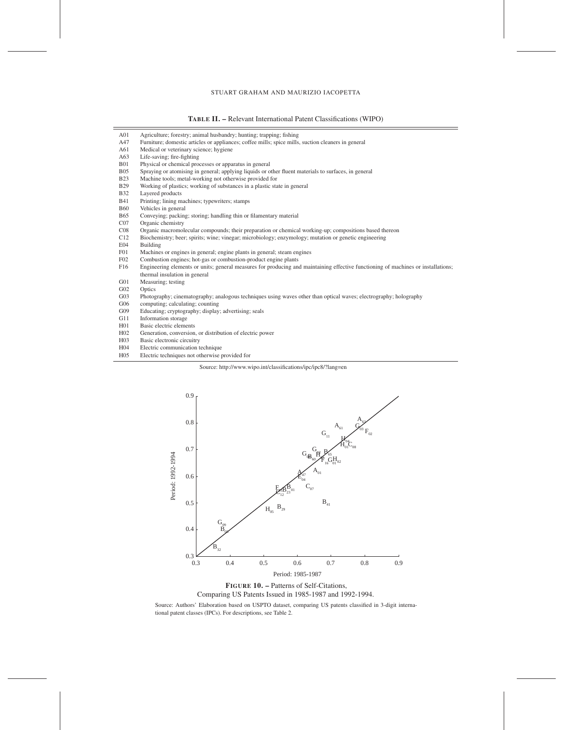**Table II. –** Relevant International Patent Classifications (WIPO)

| | |
|---|---|
| A01 | Agriculture; forestry; animal husbandry; hunting; trapping; fishing |
| A47 | Furniture; domestic articles or appliances; coffee mills; spice mills, suction cleaners in general |
| A61 | Medical or veterinary science; hygiene |
| A63 | Life-saving; fire-fighting |
| B01 | Physical or chemical processes or apparatus in general |
| B05 | Spraying or atomising in general; applying liquids or other fluent materials to surfaces, in general |
| B23 | Machine tools; metal-working not otherwise provided for |
| B29 | Working of plastics; working of substances in a plastic state in general |
| B32 | Layered products |
| B41 | Printing; lining machines; typewriters; stamps |
| B60 | Vehicles in general |
| B65 | Conveying; packing; storing; handling thin or filamentary material |
| C07 | Organic chemistry |
| C08 | Organic macromolecular compounds; their preparation or chemical working-up; compositions based thereon |
| C12 | Biochemistry; beer; spirits; wine; vinegar; microbiology; enzymology; mutation or genetic engineering |
| E04 | Building |
| F01 | Machines or engines in general; engine plants in general; steam engines |
| F02 | Combustion engines; hot-gas or combustion-product engine plants |
| F16 | Engineering elements or units; general measures for producing and maintaining effective functioning of machines or installations; thermal insulation in general |
| G01 | Measuring; testing |
| G02 | Optics |
| G03 | Photography; cinematography; analogous techniques using waves other than optical waves; electrography; holography |
| G06 | computing; calculating; counting |
| G09 | Educating; cryptography; display; advertising; seals |
| G11 | Information storage |
| H01 | Basic electric elements |
| H02 | Generation, conversion, or distribution of electric power |
| H03 | Basic electronic circuitry |
| H04 | Electric communication technique |
| H05 | Electric techniques not otherwise provided for |

Source: http://www.wipo.int/classifications/ipc/ipc8/?lang=en

**Figure 10. –** Patterns of Self-Citations, Comparing US Patents Issued in 1985-1987 and 1992-1994.

Source: Authors' Elaboration based on USPTO dataset, comparing US patents classified in 3-digit international patent classes (IPCs). For descriptions, see Table 2.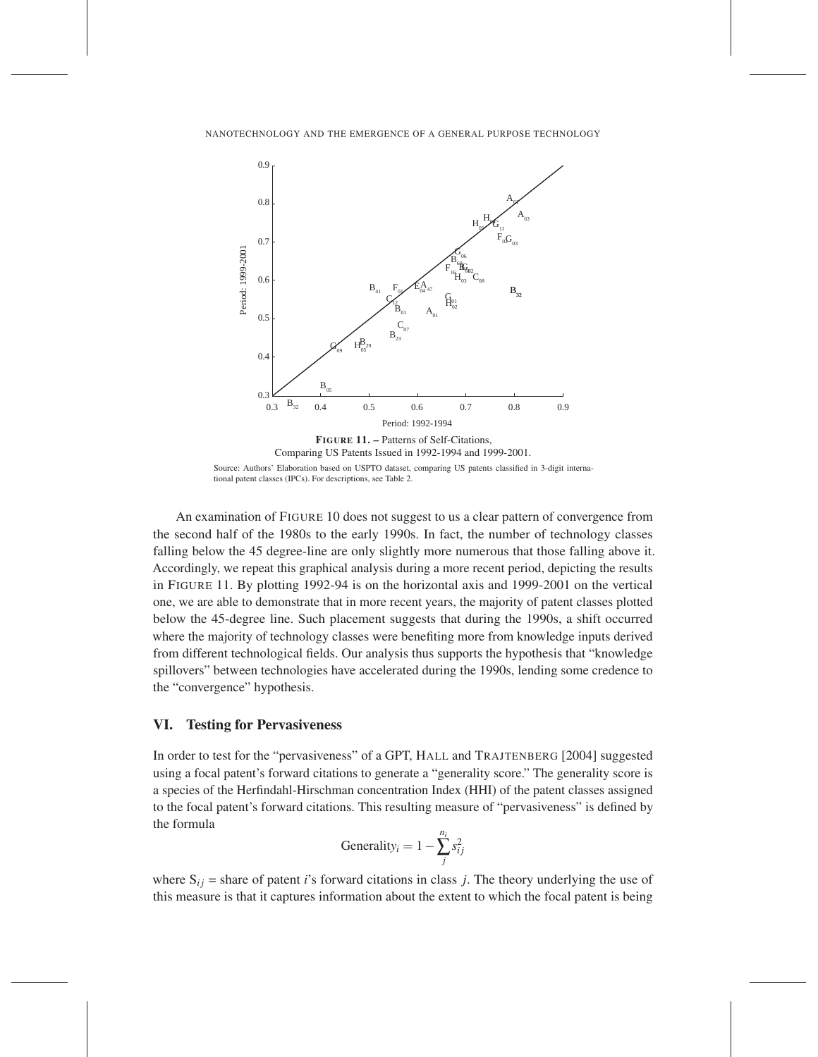**FIGURE 11. –** Patterns of Self-Citations, Comparing US Patents Issued in 1992-1994 and 1999-2001.

Source: Authors' Elaboration based on USPTO dataset, comparing US patents classified in 3-digit international patent classes (IPCs). For descriptions, see Table 2.

An examination of FIGURE 10 does not suggest to us a clear pattern of convergence from the second half of the 1980s to the early 1990s. In fact, the number of technology classes falling below the 45 degree-line are only slightly more numerous that those falling above it. Accordingly, we repeat this graphical analysis during a more recent period, depicting the results in FIGURE 11. By plotting 1992-94 is on the horizontal axis and 1999-2001 on the vertical one, we are able to demonstrate that in more recent years, the majority of patent classes plotted below the 45-degree line. Such placement suggests that during the 1990s, a shift occurred where the majority of technology classes were benefiting more from knowledge inputs derived from different technological fields. Our analysis thus supports the hypothesis that "knowledge spillovers" between technologies have accelerated during the 1990s, lending some credence to the "convergence" hypothesis.

## VI. Testing for Pervasiveness

In order to test for the "pervasiveness" of a GPT, HALL and TRAJTENBERG [2004] suggested using a focal patent's forward citations to generate a "generality score." The generality score is a species of the Herfindahl-Hirschman concentration Index (HHI) of the patent classes assigned to the focal patent's forward citations. This resulting measure of "pervasiveness" is defined by the formula

$$\text{Generality}_i = 1 - \sum_{j}^{n_i} s_{ij}^2$$

where $S_{ij}$ = share of patent $i$'s forward citations in class $j$. The theory underlying the use of this measure is that it captures information about the extent to which the focal patent is being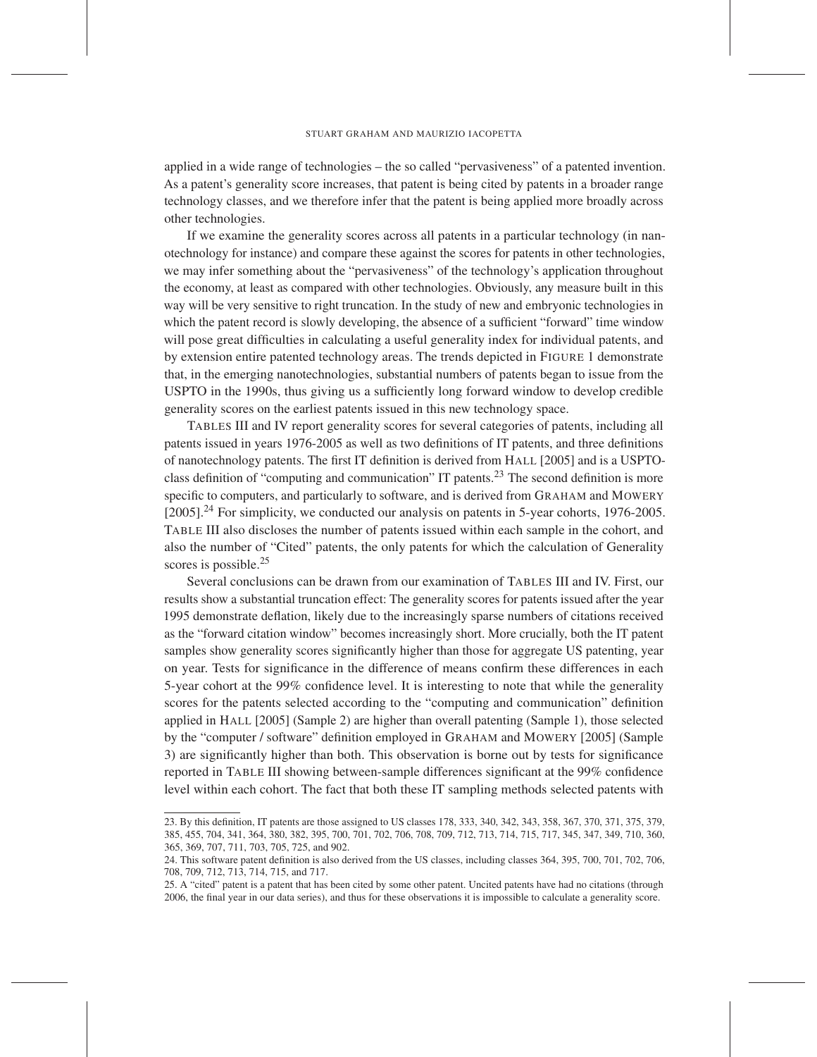applied in a wide range of technologies – the so called "pervasiveness" of a patented invention. As a patent's generality score increases, that patent is being cited by patents in a broader range technology classes, and we therefore infer that the patent is being applied more broadly across other technologies.

If we examine the generality scores across all patents in a particular technology (in nanotechnology for instance) and compare these against the scores for patents in other technologies, we may infer something about the "pervasiveness" of the technology's application throughout the economy, at least as compared with other technologies. Obviously, any measure built in this way will be very sensitive to right truncation. In the study of new and embryonic technologies in which the patent record is slowly developing, the absence of a sufficient "forward" time window will pose great difficulties in calculating a useful generality index for individual patents, and by extension entire patented technology areas. The trends depicted in FIGURE 1 demonstrate that, in the emerging nanotechnologies, substantial numbers of patents began to issue from the USPTO in the 1990s, thus giving us a sufficiently long forward window to develop credible generality scores on the earliest patents issued in this new technology space.

TABLES III and IV report generality scores for several categories of patents, including all patents issued in years 1976-2005 as well as two definitions of IT patents, and three definitions of nanotechnology patents. The first IT definition is derived from HALL [2005] and is a USPTO-class definition of "computing and communication" IT patents.[23] The second definition is more specific to computers, and particularly to software, and is derived from GRAHAM and MOWERY [2005].[24] For simplicity, we conducted our analysis on patents in 5-year cohorts, 1976-2005. TABLE III also discloses the number of patents issued within each sample in the cohort, and also the number of "Cited" patents, the only patents for which the calculation of Generality scores is possible.[25]

Several conclusions can be drawn from our examination of TABLES III and IV. First, our results show a substantial truncation effect: The generality scores for patents issued after the year 1995 demonstrate deflation, likely due to the increasingly sparse numbers of citations received as the "forward citation window" becomes increasingly short. More crucially, both the IT patent samples show generality scores significantly higher than those for aggregate US patenting, year on year. Tests for significance in the difference of means confirm these differences in each 5-year cohort at the 99% confidence level. It is interesting to note that while the generality scores for the patents selected according to the "computing and communication" definition applied in HALL [2005] (Sample 2) are higher than overall patenting (Sample 1), those selected by the "computer / software" definition employed in GRAHAM and MOWERY [2005] (Sample 3) are significantly higher than both. This observation is borne out by tests for significance reported in TABLE III showing between-sample differences significant at the 99% confidence level within each cohort. The fact that both these IT sampling methods selected patents with

23. By this definition, IT patents are those assigned to US classes 178, 333, 340, 342, 343, 358, 367, 370, 371, 375, 379, 385, 455, 704, 341, 364, 380, 382, 395, 700, 701, 702, 706, 708, 709, 712, 713, 714, 715, 717, 345, 347, 349, 710, 360, 365, 369, 707, 711, 703, 705, 725, and 902.

24. This software patent definition is also derived from the US classes, including classes 364, 395, 700, 701, 702, 706, 708, 709, 712, 713, 714, 715, and 717.

25. A "cited" patent is a patent that has been cited by some other patent. Uncited patents have had no citations (through 2006, the final year in our data series), and thus for these observations it is impossible to calculate a generality score.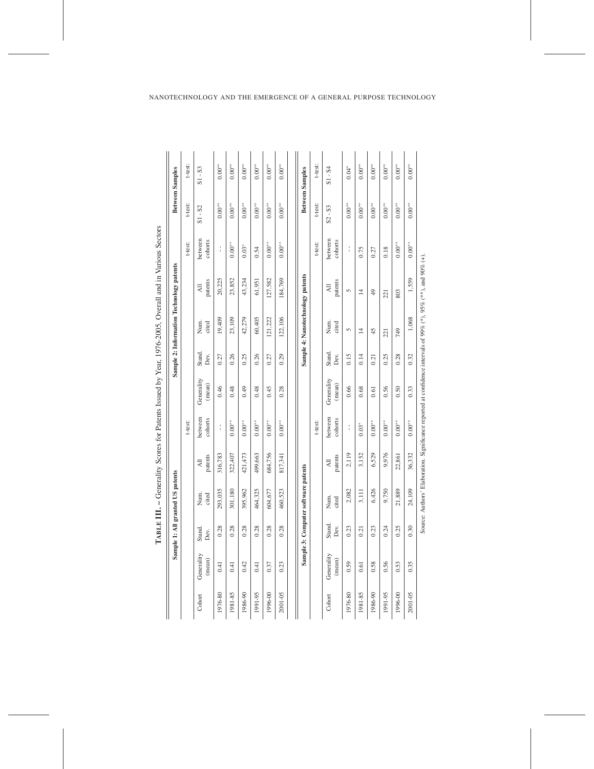**TABLE III. – Generality Scores for Patents Issued by Year, 1976-2005, Overall and in Various Sectors**

| | Sample 1: All granted US patents | | | | | Sample 2: Information Technology patents | | | | | Between Samples | |
|---|---|---|---|---|---|---|---|---|---|---|---|---|
| | | | | | t-test: | | | | | t-test: | t-test: | t-test: |
| Cohort | Generality (mean) | Stand. Dev. | Num. cited | All patents | between cohorts | Generality (mean) | Stand. Dev. | Num. cited | All patents | between cohorts | S1 - S2 | S1 - S3 |
| 1976-80 | 0.41 | 0.28 | 293,035 | 316,783 | - - | 0.46 | 0.27 | 19,409 | 20,225 | - - | 0.00** | 0.00** |
| 1981-85 | 0.41 | 0.28 | 301,180 | 322,407 | 0.00** | 0.48 | 0.26 | 23,109 | 23,852 | 0.00** | 0.00** | 0.00** |
| 1986-90 | 0.42 | 0.28 | 395,962 | 421,473 | 0.00** | 0.49 | 0.25 | 42,279 | 43,234 | 0.03* | 0.00** | 0.00** |
| 1991-95 | 0.41 | 0.28 | 464,325 | 499,663 | 0.00** | 0.48 | 0.26 | 60,405 | 61,951 | 0.54 | 0.00** | 0.00** |
| 1996-00 | 0.37 | 0.28 | 604,677 | 684,756 | 0.00** | 0.45 | 0.27 | 121,222 | 127,582 | 0.00** | 0.00** | 0.00** |
| 2001-05 | 0.23 | 0.28 | 460,523 | 817,341 | 0.00** | 0.28 | 0.29 | 122,106 | 184,769 | 0.00** | 0.00** | 0.00** |
| | **Sample 3: Computer software patents** | | | | | **Sample 4: Nanotechnology patents** | | | | | **Between Samples** | |
| | | | | | t-test: | | | | | t-test: | t-test: | t-test: |
| Cohort | Generality (mean) | Stand. Dev. | Num. cited | All patents | between cohorts | Generality (mean) | Stand. Dev. | Num. cited | All patents | between cohorts | S2 - S3 | S1 - S4 |
| 1976-80 | 0.59 | 0.23 | 2,082 | 2,119 | - - | 0.66 | 0.15 | 5 | 5 | - - | 0.00** | 0.04* |
| 1981-85 | 0.61 | 0.21 | 3,111 | 3,152 | 0.03* | 0.68 | 0.14 | 14 | 14 | 0.75 | 0.00** | 0.00** |
| 1986-90 | 0.58 | 0.23 | 6,426 | 6,529 | 0.00** | 0.61 | 0.21 | 45 | 49 | 0.27 | 0.00** | 0.00** |
| 1991-95 | 0.56 | 0.24 | 9,750 | 9,976 | 0.00** | 0.56 | 0.25 | 221 | 221 | 0.18 | 0.00** | 0.00** |
| 1996-00 | 0.53 | 0.25 | 21,889 | 22,861 | 0.00** | 0.50 | 0.28 | 749 | 803 | 0.00** | 0.00** | 0.00** |
| 2001-05 | 0.35 | 0.30 | 24,109 | 36,332 | 0.00** | 0.33 | 0.32 | 1,068 | 1,559 | 0.00** | 0.00** | 0.00** |

Source: Authors' Elaboration. Significance reported at confidence intervals of 99% (*), 95% (**), and 90% (+).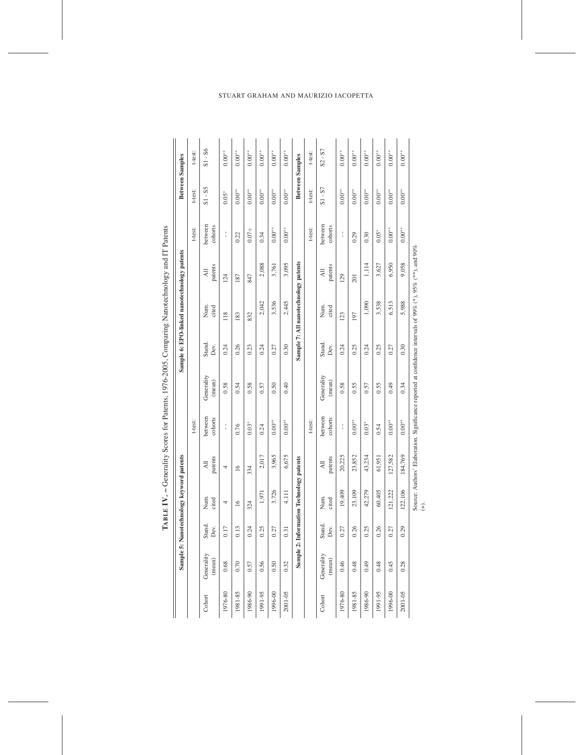**TABLE IV. – Generality Scores for Patents, 1976-2005, Comparing Nanotechnology and IT Patents**

| | Sample 5: Nanotechnology keyword patents | | | | | Sample 6: EPO-linked nanotechnology patents | | | | | Between Samples | |
|---|---|---|---|---|---|---|---|---|---|---|---|---|
| | | | | | t-test: | | | | | t-test: | t-test: | t-test: |
| Cohort | Generality (mean) | Stand. Dev. | Num. cited | All patents | between cohorts | Generality (mean) | Stand. Dev. | Num. cited | All patents | between cohorts | S1 - S5 | S1 - S6 |
| 1976-80 | 0.68 | 0.17 | 4 | 4 | - - | 0.58 | 0.24 | 118 | 124 | - - | 0.05* | 0.00** |
| 1981-85 | 0.70 | 0.13 | 16 | 16 | 0.76 | 0.54 | 0.26 | 183 | 187 | 0.22 | 0.00** | 0.00** |
| 1986-90 | 0.57 | 0.24 | 324 | 334 | 0.03* | 0.58 | 0.23 | 832 | 847 | 0.07+ | 0.00** | 0.00** |
| 1991-95 | 0.56 | 0.25 | 1,971 | 2,017 | 0.24 | 0.57 | 0.24 | 2,042 | 2,088 | 0.34 | 0.00** | 0.00** |
| 1996-00 | 0.50 | 0.27 | 3,726 | 3,965 | 0.00** | 0.50 | 0.27 | 3,536 | 3,761 | 0.00** | 0.00** | 0.00** |
| 2001-05 | 0.32 | 0.31 | 4,111 | 6,675 | 0.00** | 0.40 | 0.30 | 2,445 | 3,095 | 0.00** | 0.00** | 0.00** |
| | **Sample 2: Information Technology patents** | | | | | **Sample 7: All nanotechnology patents** | | | | | **Between Samples** | |
| | | | | | t-test: | | | | | t-test: | t-test: | t-test: |
| Cohort | Generality (mean) | Stand. Dev. | Num. cited | All patents | between cohorts | Generality (mean) | Stand. Dev. | Num. cited | All patents | between cohorts | S1 - S7 | S2 - S7 |
| 1976-80 | 0.46 | 0.27 | 19,409 | 20,225 | - - | 0.58 | 0.24 | 123 | 129 | - - | 0.00** | 0.00** |
| 1981-85 | 0.48 | 0.26 | 23,109 | 23,852 | 0.00** | 0.55 | 0.25 | 197 | 201 | 0.29 | 0.00** | 0.00** |
| 1986-90 | 0.49 | 0.25 | 42,279 | 43,234 | 0.03* | 0.57 | 0.24 | 1,090 | 1,114 | 0.30 | 0.00** | 0.00** |
| 1991-95 | 0.48 | 0.26 | 60,405 | 61,951 | 0.54 | 0.55 | 0.25 | 3,538 | 3,627 | 0.05* | 0.00** | 0.00** |
| 1996-00 | 0.45 | 0.27 | 121,222 | 127,582 | 0.00** | 0.49 | 0.27 | 6,513 | 6,950 | 0.00** | 0.00** | 0.00** |
| 2001-05 | 0.28 | 0.29 | 122,106 | 184,769 | 0.00** | 0.34 | 0.30 | 5,988 | 9,058 | 0.00** | 0.00** | 0.00** |

Source: Authors' Elaboration. Significance reported at confidence intervals of 99% (*), 95% (**), and 90% (+).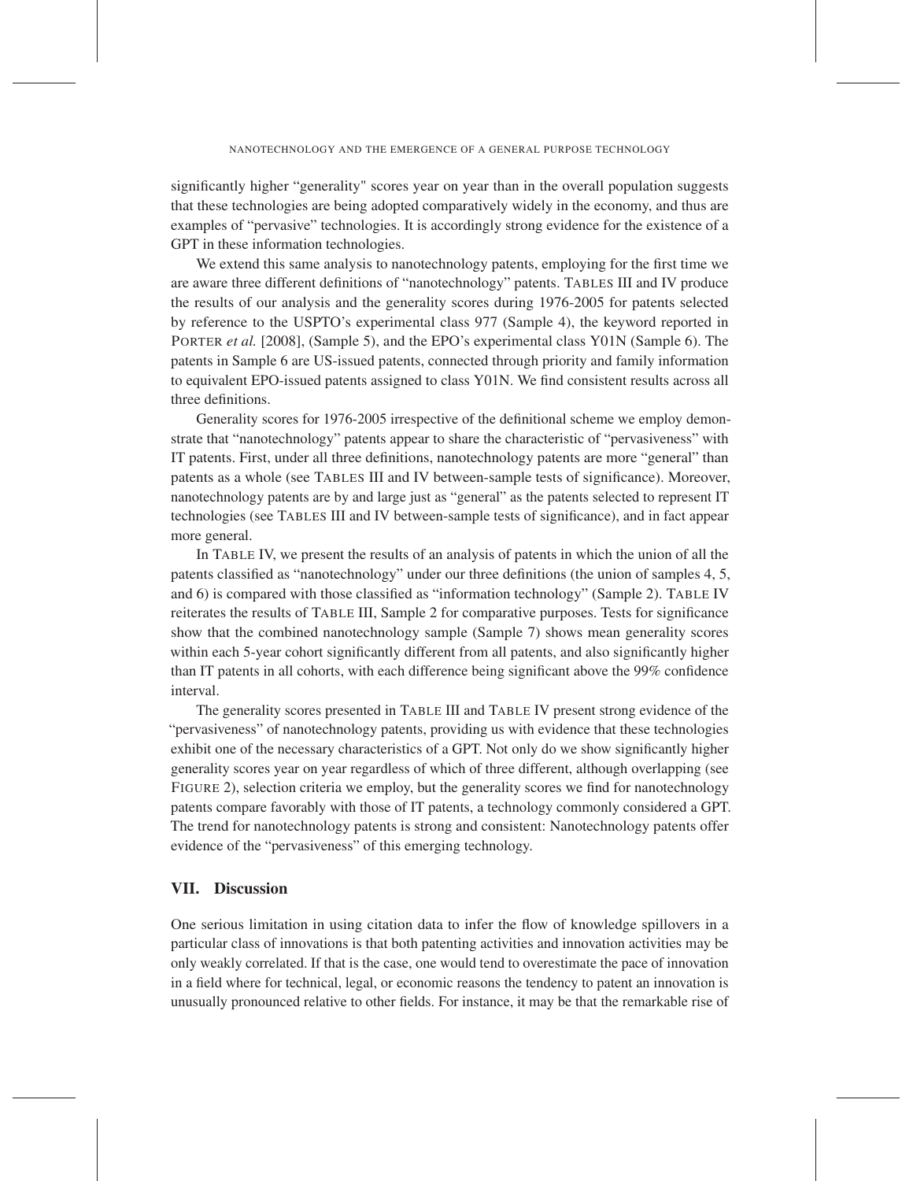significantly higher "generality" scores year on year than in the overall population suggests that these technologies are being adopted comparatively widely in the economy, and thus are examples of "pervasive" technologies. It is accordingly strong evidence for the existence of a GPT in these information technologies.

We extend this same analysis to nanotechnology patents, employing for the first time we are aware three different definitions of "nanotechnology" patents. TABLES III and IV produce the results of our analysis and the generality scores during 1976-2005 for patents selected by reference to the USPTO's experimental class 977 (Sample 4), the keyword reported in PORTER *et al.* [2008], (Sample 5), and the EPO's experimental class Y01N (Sample 6). The patents in Sample 6 are US-issued patents, connected through priority and family information to equivalent EPO-issued patents assigned to class Y01N. We find consistent results across all three definitions.

Generality scores for 1976-2005 irrespective of the definitional scheme we employ demonstrate that "nanotechnology" patents appear to share the characteristic of "pervasiveness" with IT patents. First, under all three definitions, nanotechnology patents are more "general" than patents as a whole (see TABLES III and IV between-sample tests of significance). Moreover, nanotechnology patents are by and large just as "general" as the patents selected to represent IT technologies (see TABLES III and IV between-sample tests of significance), and in fact appear more general.

In TABLE IV, we present the results of an analysis of patents in which the union of all the patents classified as "nanotechnology" under our three definitions (the union of samples 4, 5, and 6) is compared with those classified as "information technology" (Sample 2). TABLE IV reiterates the results of TABLE III, Sample 2 for comparative purposes. Tests for significance show that the combined nanotechnology sample (Sample 7) shows mean generality scores within each 5-year cohort significantly different from all patents, and also significantly higher than IT patents in all cohorts, with each difference being significant above the 99% confidence interval.

The generality scores presented in TABLE III and TABLE IV present strong evidence of the "pervasiveness" of nanotechnology patents, providing us with evidence that these technologies exhibit one of the necessary characteristics of a GPT. Not only do we show significantly higher generality scores year on year regardless of which of three different, although overlapping (see FIGURE 2), selection criteria we employ, but the generality scores we find for nanotechnology patents compare favorably with those of IT patents, a technology commonly considered a GPT. The trend for nanotechnology patents is strong and consistent: Nanotechnology patents offer evidence of the "pervasiveness" of this emerging technology.

## VII. Discussion

One serious limitation in using citation data to infer the flow of knowledge spillovers in a particular class of innovations is that both patenting activities and innovation activities may be only weakly correlated. If that is the case, one would tend to overestimate the pace of innovation in a field where for technical, legal, or economic reasons the tendency to patent an innovation is unusually pronounced relative to other fields. For instance, it may be that the remarkable rise of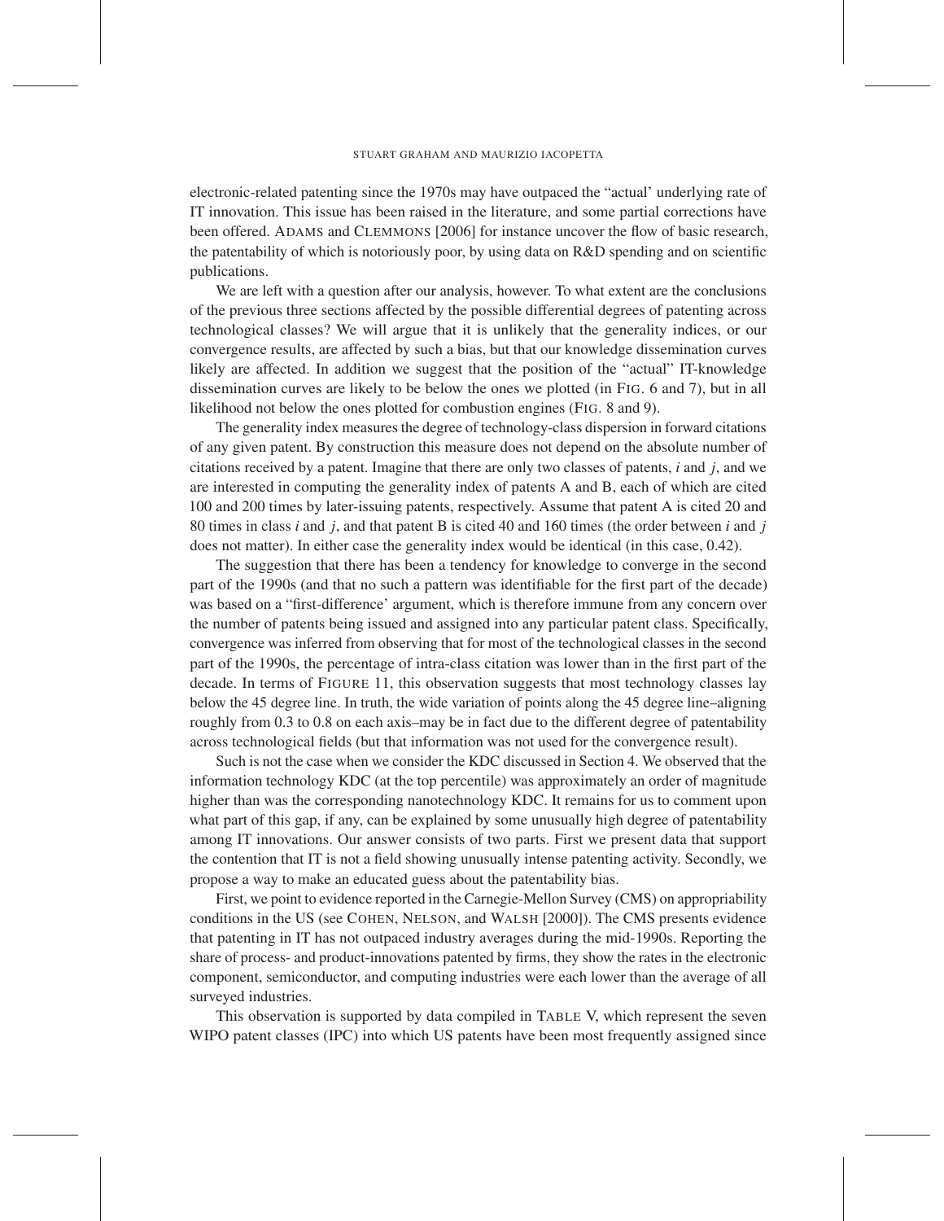electronic-related patenting since the 1970s may have outpaced the "actual' underlying rate of IT innovation. This issue has been raised in the literature, and some partial corrections have been offered. ADAMS and CLEMMONS [2006] for instance uncover the flow of basic research, the patentability of which is notoriously poor, by using data on R&D spending and on scientific publications.

We are left with a question after our analysis, however. To what extent are the conclusions of the previous three sections affected by the possible differential degrees of patenting across technological classes? We will argue that it is unlikely that the generality indices, or our convergence results, are affected by such a bias, but that our knowledge dissemination curves likely are affected. In addition we suggest that the position of the "actual" IT-knowledge dissemination curves are likely to be below the ones we plotted (in FIG. 6 and 7), but in all likelihood not below the ones plotted for combustion engines (FIG. 8 and 9).

The generality index measures the degree of technology-class dispersion in forward citations of any given patent. By construction this measure does not depend on the absolute number of citations received by a patent. Imagine that there are only two classes of patents, $i$ and $j$, and we are interested in computing the generality index of patents A and B, each of which are cited 100 and 200 times by later-issuing patents, respectively. Assume that patent A is cited 20 and 80 times in class $i$ and $j$, and that patent B is cited 40 and 160 times (the order between $i$ and $j$ does not matter). In either case the generality index would be identical (in this case, 0.42).

The suggestion that there has been a tendency for knowledge to converge in the second part of the 1990s (and that no such a pattern was identifiable for the first part of the decade) was based on a "first-difference' argument, which is therefore immune from any concern over the number of patents being issued and assigned into any particular patent class. Specifically, convergence was inferred from observing that for most of the technological classes in the second part of the 1990s, the percentage of intra-class citation was lower than in the first part of the decade. In terms of FIGURE 11, this observation suggests that most technology classes lay below the 45 degree line. In truth, the wide variation of points along the 45 degree line–aligning roughly from 0.3 to 0.8 on each axis–may be in fact due to the different degree of patentability across technological fields (but that information was not used for the convergence result).

Such is not the case when we consider the KDC discussed in Section 4. We observed that the information technology KDC (at the top percentile) was approximately an order of magnitude higher than was the corresponding nanotechnology KDC. It remains for us to comment upon what part of this gap, if any, can be explained by some unusually high degree of patentability among IT innovations. Our answer consists of two parts. First we present data that support the contention that IT is not a field showing unusually intense patenting activity. Secondly, we propose a way to make an educated guess about the patentability bias.

First, we point to evidence reported in the Carnegie-Mellon Survey (CMS) on appropriability conditions in the US (see COHEN, NELSON, and WALSH [2000]). The CMS presents evidence that patenting in IT has not outpaced industry averages during the mid-1990s. Reporting the share of process- and product-innovations patented by firms, they show the rates in the electronic component, semiconductor, and computing industries were each lower than the average of all surveyed industries.

This observation is supported by data compiled in TABLE V, which represent the seven WIPO patent classes (IPC) into which US patents have been most frequently assigned since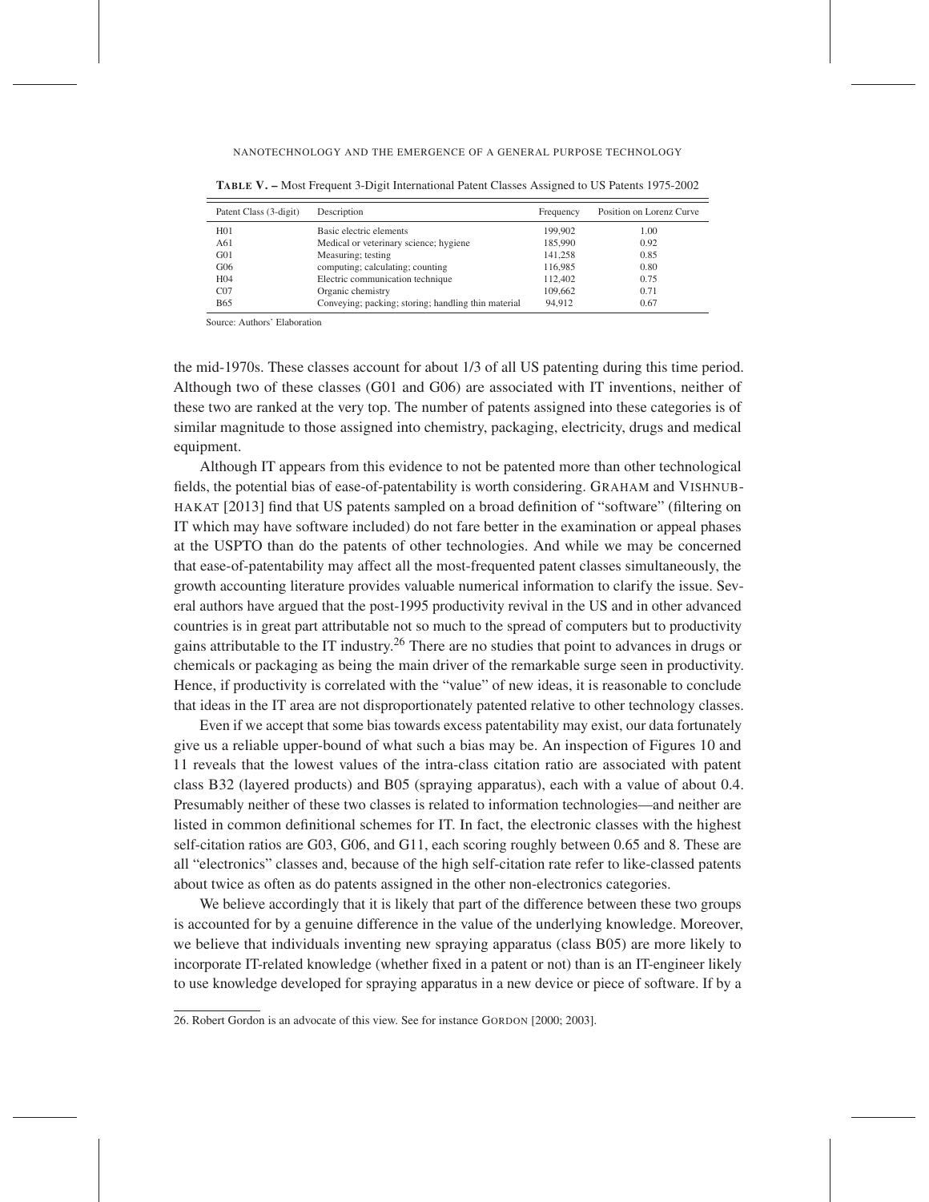**TABLE V. –** Most Frequent 3-Digit International Patent Classes Assigned to US Patents 1975-2002

| Patent Class (3-digit) | Description | Frequency | Position on Lorenz Curve |
|---|---|---|---|
| H01 | Basic electric elements | 199,902 | 1.00 |
| A61 | Medical or veterinary science; hygiene | 185,990 | 0.92 |
| G01 | Measuring; testing | 141,258 | 0.85 |
| G06 | computing; calculating; counting | 116,985 | 0.80 |
| H04 | Electric communication technique | 112,402 | 0.75 |
| C07 | Organic chemistry | 109,662 | 0.71 |
| B65 | Conveying; packing; storing; handling thin material | 94,912 | 0.67 |

Source: Authors' Elaboration

the mid-1970s. These classes account for about 1/3 of all US patenting during this time period. Although two of these classes (G01 and G06) are associated with IT inventions, neither of these two are ranked at the very top. The number of patents assigned into these categories is of similar magnitude to those assigned into chemistry, packaging, electricity, drugs and medical equipment.

Although IT appears from this evidence to not be patented more than other technological fields, the potential bias of ease-of-patentability is worth considering. GRAHAM and VISHNUBHAKAT [2013] find that US patents sampled on a broad definition of "software" (filtering on IT which may have software included) do not fare better in the examination or appeal phases at the USPTO than do the patents of other technologies. And while we may be concerned that ease-of-patentability may affect all the most-frequented patent classes simultaneously, the growth accounting literature provides valuable numerical information to clarify the issue. Several authors have argued that the post-1995 productivity revival in the US and in other advanced countries is in great part attributable not so much to the spread of computers but to productivity gains attributable to the IT industry.[26] There are no studies that point to advances in drugs or chemicals or packaging as being the main driver of the remarkable surge seen in productivity. Hence, if productivity is correlated with the "value" of new ideas, it is reasonable to conclude that ideas in the IT area are not disproportionately patented relative to other technology classes.

Even if we accept that some bias towards excess patentability may exist, our data fortunately give us a reliable upper-bound of what such a bias may be. An inspection of Figures 10 and 11 reveals that the lowest values of the intra-class citation ratio are associated with patent class B32 (layered products) and B05 (spraying apparatus), each with a value of about 0.4. Presumably neither of these two classes is related to information technologies—and neither are listed in common definitional schemes for IT. In fact, the electronic classes with the highest self-citation ratios are G03, G06, and G11, each scoring roughly between 0.65 and 8. These are all "electronics" classes and, because of the high self-citation rate refer to like-classed patents about twice as often as do patents assigned in the other non-electronics categories.

We believe accordingly that it is likely that part of the difference between these two groups is accounted for by a genuine difference in the value of the underlying knowledge. Moreover, we believe that individuals inventing new spraying apparatus (class B05) are more likely to incorporate IT-related knowledge (whether fixed in a patent or not) than is an IT-engineer likely to use knowledge developed for spraying apparatus in a new device or piece of software. If by a

26. Robert Gordon is an advocate of this view. See for instance GORDON [2000; 2003].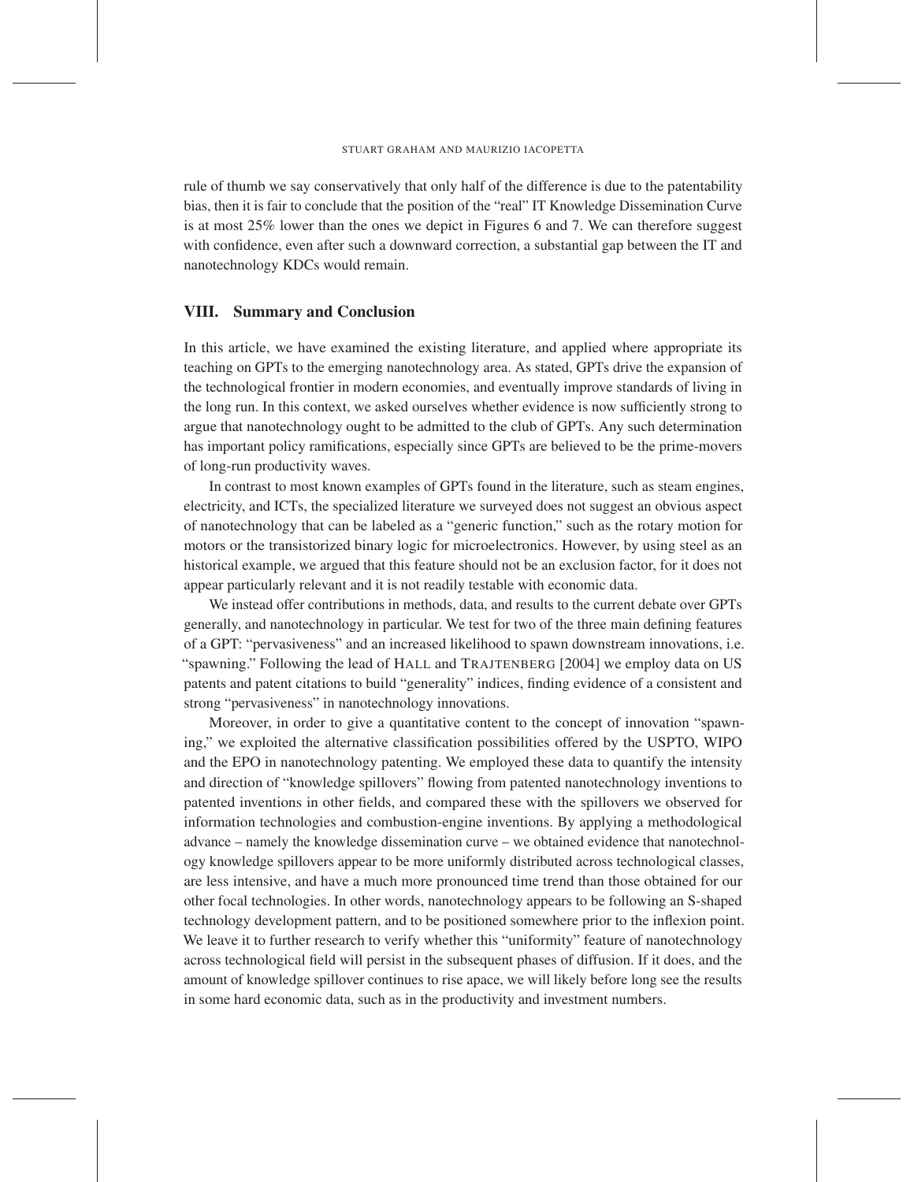rule of thumb we say conservatively that only half of the difference is due to the patentability bias, then it is fair to conclude that the position of the "real" IT Knowledge Dissemination Curve is at most 25% lower than the ones we depict in Figures 6 and 7. We can therefore suggest with confidence, even after such a downward correction, a substantial gap between the IT and nanotechnology KDCs would remain.

## VIII. Summary and Conclusion

In this article, we have examined the existing literature, and applied where appropriate its teaching on GPTs to the emerging nanotechnology area. As stated, GPTs drive the expansion of the technological frontier in modern economies, and eventually improve standards of living in the long run. In this context, we asked ourselves whether evidence is now sufficiently strong to argue that nanotechnology ought to be admitted to the club of GPTs. Any such determination has important policy ramifications, especially since GPTs are believed to be the prime-movers of long-run productivity waves.

In contrast to most known examples of GPTs found in the literature, such as steam engines, electricity, and ICTs, the specialized literature we surveyed does not suggest an obvious aspect of nanotechnology that can be labeled as a "generic function," such as the rotary motion for motors or the transistorized binary logic for microelectronics. However, by using steel as an historical example, we argued that this feature should not be an exclusion factor, for it does not appear particularly relevant and it is not readily testable with economic data.

We instead offer contributions in methods, data, and results to the current debate over GPTs generally, and nanotechnology in particular. We test for two of the three main defining features of a GPT: "pervasiveness" and an increased likelihood to spawn downstream innovations, i.e. "spawning." Following the lead of HALL and TRAJTENBERG [2004] we employ data on US patents and patent citations to build "generality" indices, finding evidence of a consistent and strong "pervasiveness" in nanotechnology innovations.

Moreover, in order to give a quantitative content to the concept of innovation "spawning," we exploited the alternative classification possibilities offered by the USPTO, WIPO and the EPO in nanotechnology patenting. We employed these data to quantify the intensity and direction of "knowledge spillovers" flowing from patented nanotechnology inventions to patented inventions in other fields, and compared these with the spillovers we observed for information technologies and combustion-engine inventions. By applying a methodological advance – namely the knowledge dissemination curve – we obtained evidence that nanotechnology knowledge spillovers appear to be more uniformly distributed across technological classes, are less intensive, and have a much more pronounced time trend than those obtained for our other focal technologies. In other words, nanotechnology appears to be following an S-shaped technology development pattern, and to be positioned somewhere prior to the inflexion point. We leave it to further research to verify whether this "uniformity" feature of nanotechnology across technological field will persist in the subsequent phases of diffusion. If it does, and the amount of knowledge spillover continues to rise apace, we will likely before long see the results in some hard economic data, such as in the productivity and investment numbers.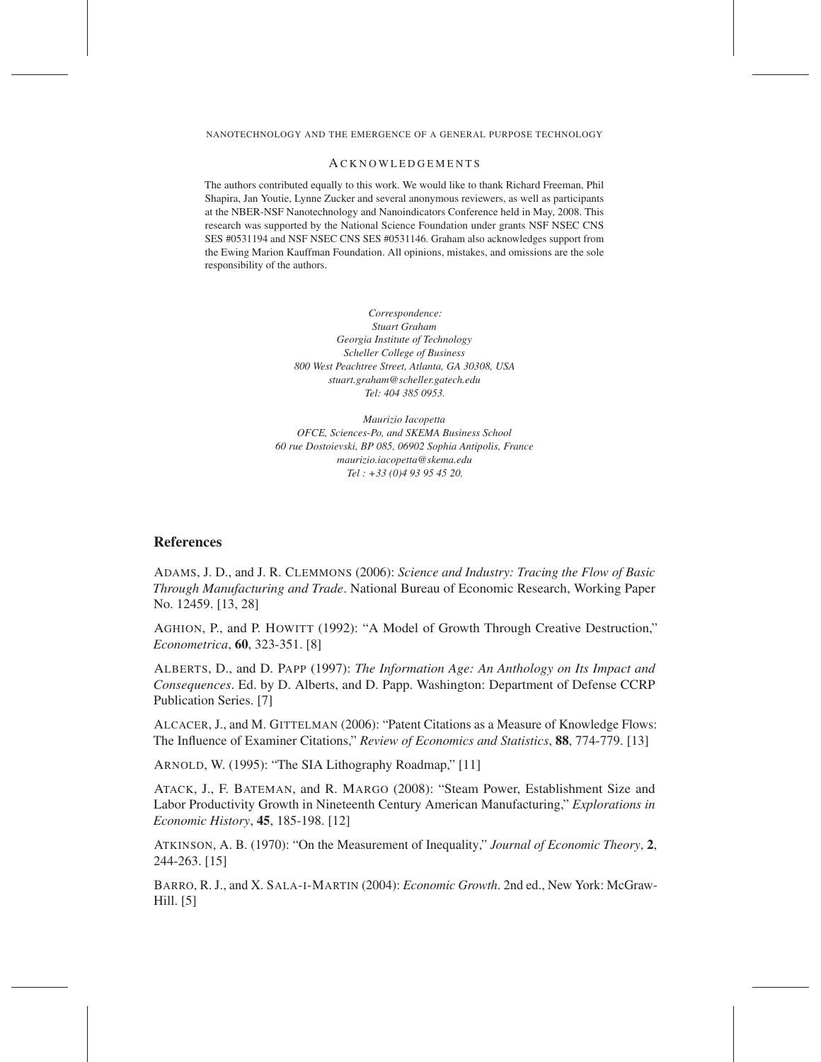## Acknowledgements

The authors contributed equally to this work. We would like to thank Richard Freeman, Phil Shapira, Jan Youtie, Lynne Zucker and several anonymous reviewers, as well as participants at the NBER-NSF Nanotechnology and Nanoindicators Conference held in May, 2008. This research was supported by the National Science Foundation under grants NSF NSEC CNS SES #0531194 and NSF NSEC CNS SES #0531146. Graham also acknowledges support from the Ewing Marion Kauffman Foundation. All opinions, mistakes, and omissions are the sole responsibility of the authors.

*Correspondence:*
*Stuart Graham*
*Georgia Institute of Technology*
*Scheller College of Business*
*800 West Peachtree Street, Atlanta, GA 30308, USA*
*stuart.graham@scheller.gatech.edu*
*Tel: 404 385 0953.*

*Maurizio Iacopetta*
*OFCE, Sciences-Po, and SKEMA Business School*
*60 rue Dostoievski, BP 085, 06902 Sophia Antipolis, France*
*maurizio.iacopetta@skema.edu*
*Tel : +33 (0)4 93 95 45 20.*

## References

Adams, J. D., and J. R. Clemmons (2006): *Science and Industry: Tracing the Flow of Basic Through Manufacturing and Trade*. National Bureau of Economic Research, Working Paper No. 12459. [13, 28]

Aghion, P., and P. Howitt (1992): "A Model of Growth Through Creative Destruction," *Econometrica*, **60**, 323-351. [8]

Alberts, D., and D. Papp (1997): *The Information Age: An Anthology on Its Impact and Consequences*. Ed. by D. Alberts, and D. Papp. Washington: Department of Defense CCRP Publication Series. [7]

Alcacer, J., and M. Gittelman (2006): "Patent Citations as a Measure of Knowledge Flows: The Influence of Examiner Citations," *Review of Economics and Statistics*, **88**, 774-779. [13]

Arnold, W. (1995): "The SIA Lithography Roadmap," [11]

Atack, J., F. Bateman, and R. Margo (2008): "Steam Power, Establishment Size and Labor Productivity Growth in Nineteenth Century American Manufacturing," *Explorations in Economic History*, **45**, 185-198. [12]

Atkinson, A. B. (1970): "On the Measurement of Inequality," *Journal of Economic Theory*, **2**, 244-263. [15]

Barro, R. J., and X. Sala-i-Martin (2004): *Economic Growth*. 2nd ed., New York: McGraw-Hill. [5]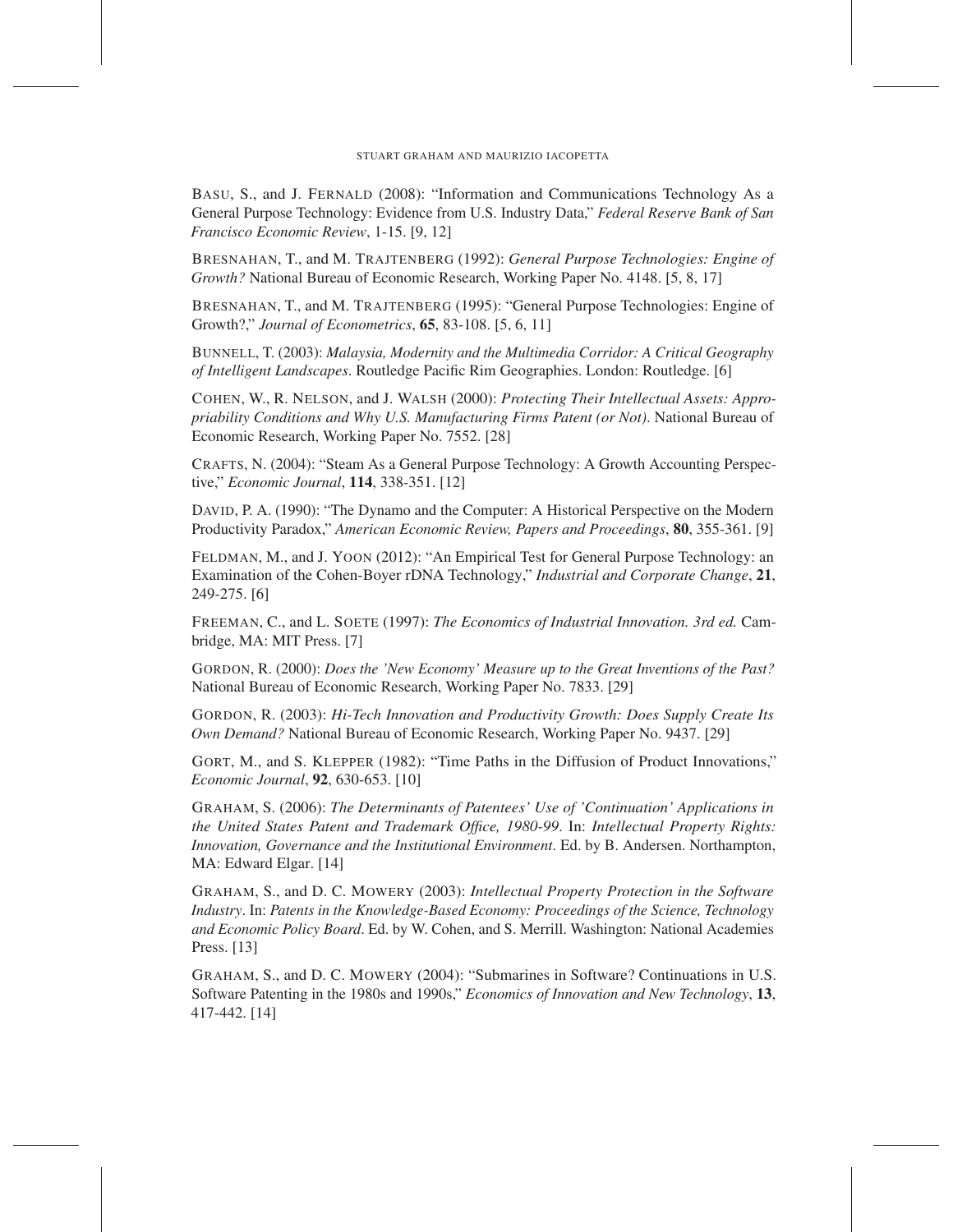BASU, S., and J. FERNALD (2008): "Information and Communications Technology As a General Purpose Technology: Evidence from U.S. Industry Data," *Federal Reserve Bank of San Francisco Economic Review*, 1-15. [9, 12]

BRESNAHAN, T., and M. TRAJTENBERG (1992): *General Purpose Technologies: Engine of Growth?* National Bureau of Economic Research, Working Paper No. 4148. [5, 8, 17]

BRESNAHAN, T., and M. TRAJTENBERG (1995): "General Purpose Technologies: Engine of Growth?," *Journal of Econometrics*, **65**, 83-108. [5, 6, 11]

BUNNELL, T. (2003): *Malaysia, Modernity and the Multimedia Corridor: A Critical Geography of Intelligent Landscapes*. Routledge Pacific Rim Geographies. London: Routledge. [6]

COHEN, W., R. NELSON, and J. WALSH (2000): *Protecting Their Intellectual Assets: Appropriability Conditions and Why U.S. Manufacturing Firms Patent (or Not)*. National Bureau of Economic Research, Working Paper No. 7552. [28]

CRAFTS, N. (2004): "Steam As a General Purpose Technology: A Growth Accounting Perspective," *Economic Journal*, **114**, 338-351. [12]

DAVID, P. A. (1990): "The Dynamo and the Computer: A Historical Perspective on the Modern Productivity Paradox," *American Economic Review, Papers and Proceedings*, **80**, 355-361. [9]

FELDMAN, M., and J. YOON (2012): "An Empirical Test for General Purpose Technology: an Examination of the Cohen-Boyer rDNA Technology," *Industrial and Corporate Change*, **21**, 249-275. [6]

FREEMAN, C., and L. SOETE (1997): *The Economics of Industrial Innovation. 3rd ed.* Cambridge, MA: MIT Press. [7]

GORDON, R. (2000): *Does the 'New Economy' Measure up to the Great Inventions of the Past?* National Bureau of Economic Research, Working Paper No. 7833. [29]

GORDON, R. (2003): *Hi-Tech Innovation and Productivity Growth: Does Supply Create Its Own Demand?* National Bureau of Economic Research, Working Paper No. 9437. [29]

GORT, M., and S. KLEPPER (1982): "Time Paths in the Diffusion of Product Innovations," *Economic Journal*, **92**, 630-653. [10]

GRAHAM, S. (2006): *The Determinants of Patentees' Use of 'Continuation' Applications in the United States Patent and Trademark Office, 1980-99*. In: *Intellectual Property Rights: Innovation, Governance and the Institutional Environment*. Ed. by B. Andersen. Northampton, MA: Edward Elgar. [14]

GRAHAM, S., and D. C. MOWERY (2003): *Intellectual Property Protection in the Software Industry*. In: *Patents in the Knowledge-Based Economy: Proceedings of the Science, Technology and Economic Policy Board*. Ed. by W. Cohen, and S. Merrill. Washington: National Academies Press. [13]

GRAHAM, S., and D. C. MOWERY (2004): "Submarines in Software? Continuations in U.S. Software Patenting in the 1980s and 1990s," *Economics of Innovation and New Technology*, **13**, 417-442. [14]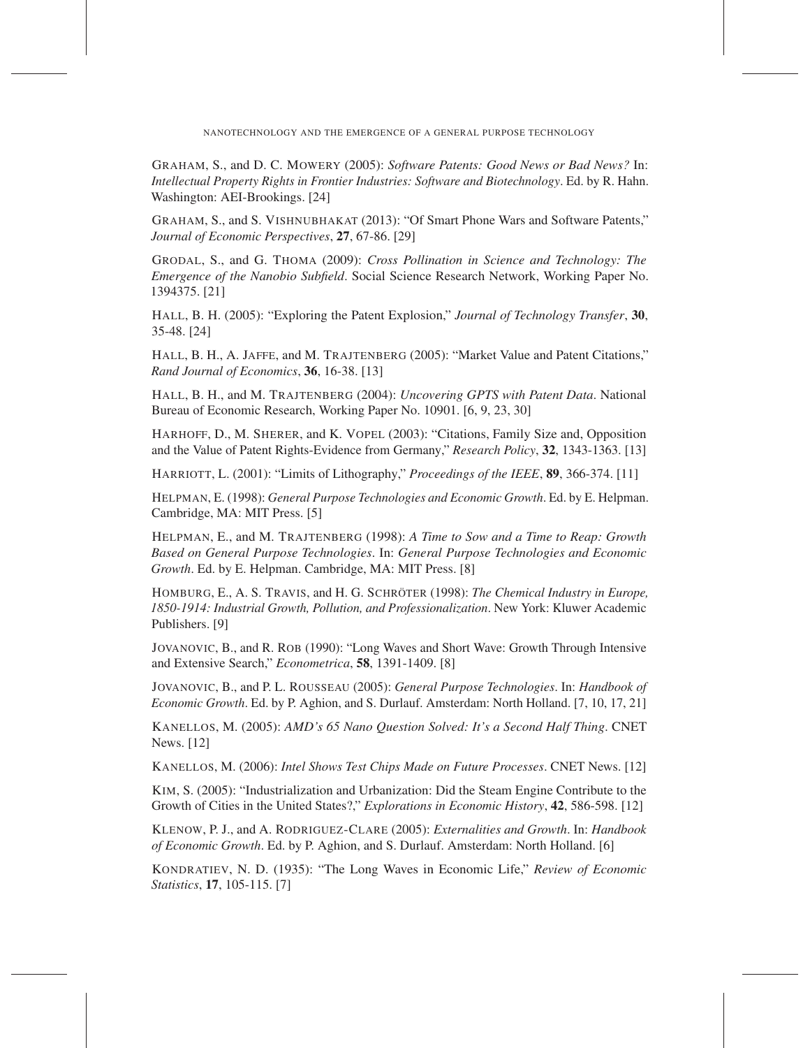GRAHAM, S., and D. C. MOWERY (2005): *Software Patents: Good News or Bad News?* In: *Intellectual Property Rights in Frontier Industries: Software and Biotechnology*. Ed. by R. Hahn. Washington: AEI-Brookings. [24]

GRAHAM, S., and S. VISHNUBHAKAT (2013): "Of Smart Phone Wars and Software Patents," *Journal of Economic Perspectives*, **27**, 67-86. [29]

GRODAL, S., and G. THOMA (2009): *Cross Pollination in Science and Technology: The Emergence of the Nanobio Subfield*. Social Science Research Network, Working Paper No. 1394375. [21]

HALL, B. H. (2005): "Exploring the Patent Explosion," *Journal of Technology Transfer*, **30**, 35-48. [24]

HALL, B. H., A. JAFFE, and M. TRAJTENBERG (2005): "Market Value and Patent Citations," *Rand Journal of Economics*, **36**, 16-38. [13]

HALL, B. H., and M. TRAJTENBERG (2004): *Uncovering GPTS with Patent Data*. National Bureau of Economic Research, Working Paper No. 10901. [6, 9, 23, 30]

HARHOFF, D., M. SHERER, and K. VOPEL (2003): "Citations, Family Size and, Opposition and the Value of Patent Rights-Evidence from Germany," *Research Policy*, **32**, 1343-1363. [13]

HARRIOTT, L. (2001): "Limits of Lithography," *Proceedings of the IEEE*, **89**, 366-374. [11]

HELPMAN, E. (1998): *General Purpose Technologies and Economic Growth*. Ed. by E. Helpman. Cambridge, MA: MIT Press. [5]

HELPMAN, E., and M. TRAJTENBERG (1998): *A Time to Sow and a Time to Reap: Growth Based on General Purpose Technologies*. In: *General Purpose Technologies and Economic Growth*. Ed. by E. Helpman. Cambridge, MA: MIT Press. [8]

HOMBURG, E., A. S. TRAVIS, and H. G. SCHRÖTER (1998): *The Chemical Industry in Europe, 1850-1914: Industrial Growth, Pollution, and Professionalization*. New York: Kluwer Academic Publishers. [9]

JOVANOVIC, B., and R. ROB (1990): "Long Waves and Short Wave: Growth Through Intensive and Extensive Search," *Econometrica*, **58**, 1391-1409. [8]

JOVANOVIC, B., and P. L. ROUSSEAU (2005): *General Purpose Technologies*. In: *Handbook of Economic Growth*. Ed. by P. Aghion, and S. Durlauf. Amsterdam: North Holland. [7, 10, 17, 21]

KANELLOS, M. (2005): *AMD's 65 Nano Question Solved: It's a Second Half Thing*. CNET News. [12]

KANELLOS, M. (2006): *Intel Shows Test Chips Made on Future Processes*. CNET News. [12]

KIM, S. (2005): "Industrialization and Urbanization: Did the Steam Engine Contribute to the Growth of Cities in the United States?," *Explorations in Economic History*, **42**, 586-598. [12]

KLENOW, P. J., and A. RODRIGUEZ-CLARE (2005): *Externalities and Growth*. In: *Handbook of Economic Growth*. Ed. by P. Aghion, and S. Durlauf. Amsterdam: North Holland. [6]

KONDRATIEV, N. D. (1935): "The Long Waves in Economic Life," *Review of Economic Statistics*, **17**, 105-115. [7]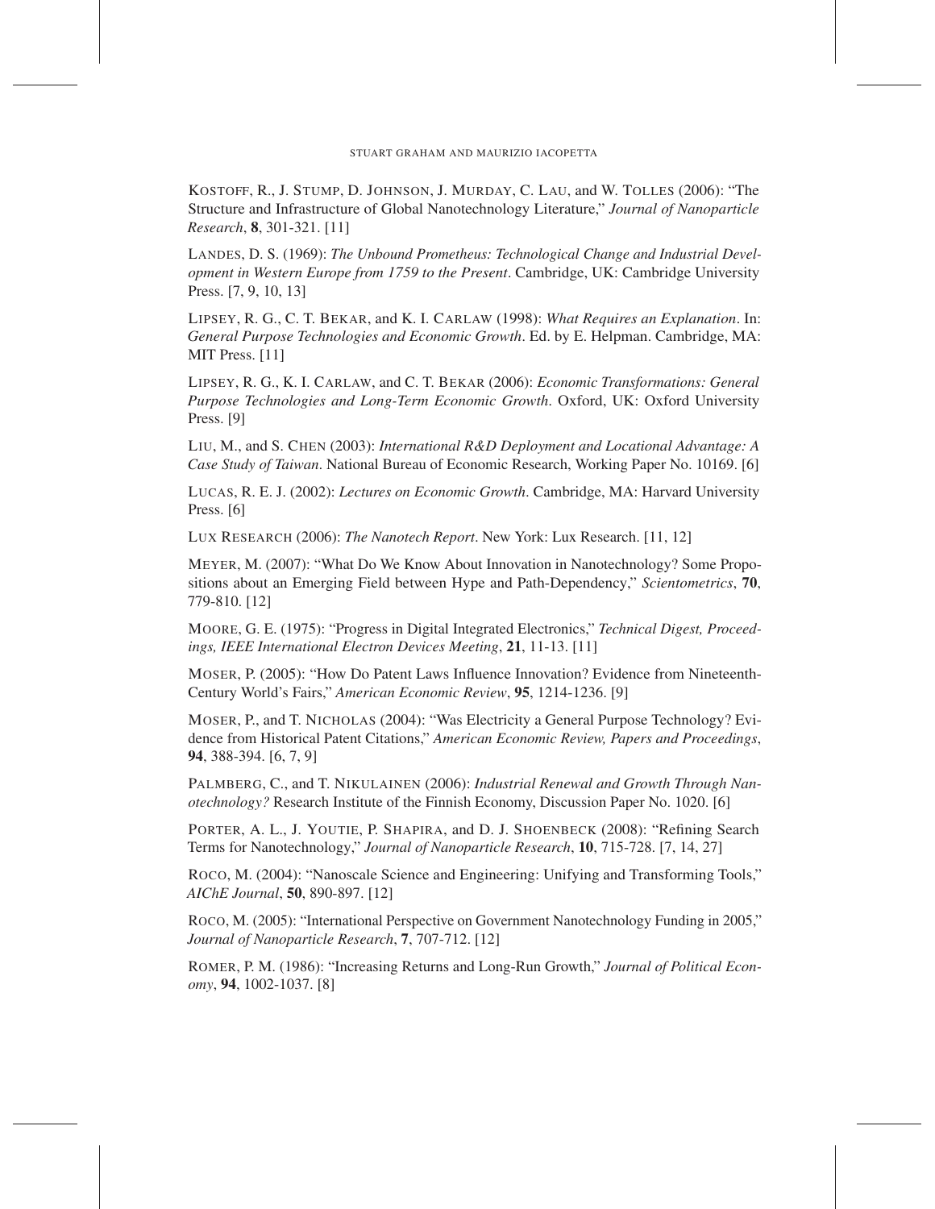KOSTOFF, R., J. STUMP, D. JOHNSON, J. MURDAY, C. LAU, and W. TOLLES (2006): "The Structure and Infrastructure of Global Nanotechnology Literature," *Journal of Nanoparticle Research*, **8**, 301-321. [11]

LANDES, D. S. (1969): *The Unbound Prometheus: Technological Change and Industrial Development in Western Europe from 1759 to the Present*. Cambridge, UK: Cambridge University Press. [7, 9, 10, 13]

LIPSEY, R. G., C. T. BEKAR, and K. I. CARLAW (1998): *What Requires an Explanation*. In: *General Purpose Technologies and Economic Growth*. Ed. by E. Helpman. Cambridge, MA: MIT Press. [11]

LIPSEY, R. G., K. I. CARLAW, and C. T. BEKAR (2006): *Economic Transformations: General Purpose Technologies and Long-Term Economic Growth*. Oxford, UK: Oxford University Press. [9]

LIU, M., and S. CHEN (2003): *International R&D Deployment and Locational Advantage: A Case Study of Taiwan*. National Bureau of Economic Research, Working Paper No. 10169. [6]

LUCAS, R. E. J. (2002): *Lectures on Economic Growth*. Cambridge, MA: Harvard University Press. [6]

LUX RESEARCH (2006): *The Nanotech Report*. New York: Lux Research. [11, 12]

MEYER, M. (2007): "What Do We Know About Innovation in Nanotechnology? Some Propositions about an Emerging Field between Hype and Path-Dependency," *Scientometrics*, **70**, 779-810. [12]

MOORE, G. E. (1975): "Progress in Digital Integrated Electronics," *Technical Digest, Proceedings, IEEE International Electron Devices Meeting*, **21**, 11-13. [11]

MOSER, P. (2005): "How Do Patent Laws Influence Innovation? Evidence from Nineteenth-Century World's Fairs," *American Economic Review*, **95**, 1214-1236. [9]

MOSER, P., and T. NICHOLAS (2004): "Was Electricity a General Purpose Technology? Evidence from Historical Patent Citations," *American Economic Review, Papers and Proceedings*, **94**, 388-394. [6, 7, 9]

PALMBERG, C., and T. NIKULAINEN (2006): *Industrial Renewal and Growth Through Nanotechnology?* Research Institute of the Finnish Economy, Discussion Paper No. 1020. [6]

PORTER, A. L., J. YOUTIE, P. SHAPIRA, and D. J. SHOENBECK (2008): "Refining Search Terms for Nanotechnology," *Journal of Nanoparticle Research*, **10**, 715-728. [7, 14, 27]

ROCO, M. (2004): "Nanoscale Science and Engineering: Unifying and Transforming Tools," *AIChE Journal*, **50**, 890-897. [12]

ROCO, M. (2005): "International Perspective on Government Nanotechnology Funding in 2005," *Journal of Nanoparticle Research*, **7**, 707-712. [12]

ROMER, P. M. (1986): "Increasing Returns and Long-Run Growth," *Journal of Political Economy*, **94**, 1002-1037. [8]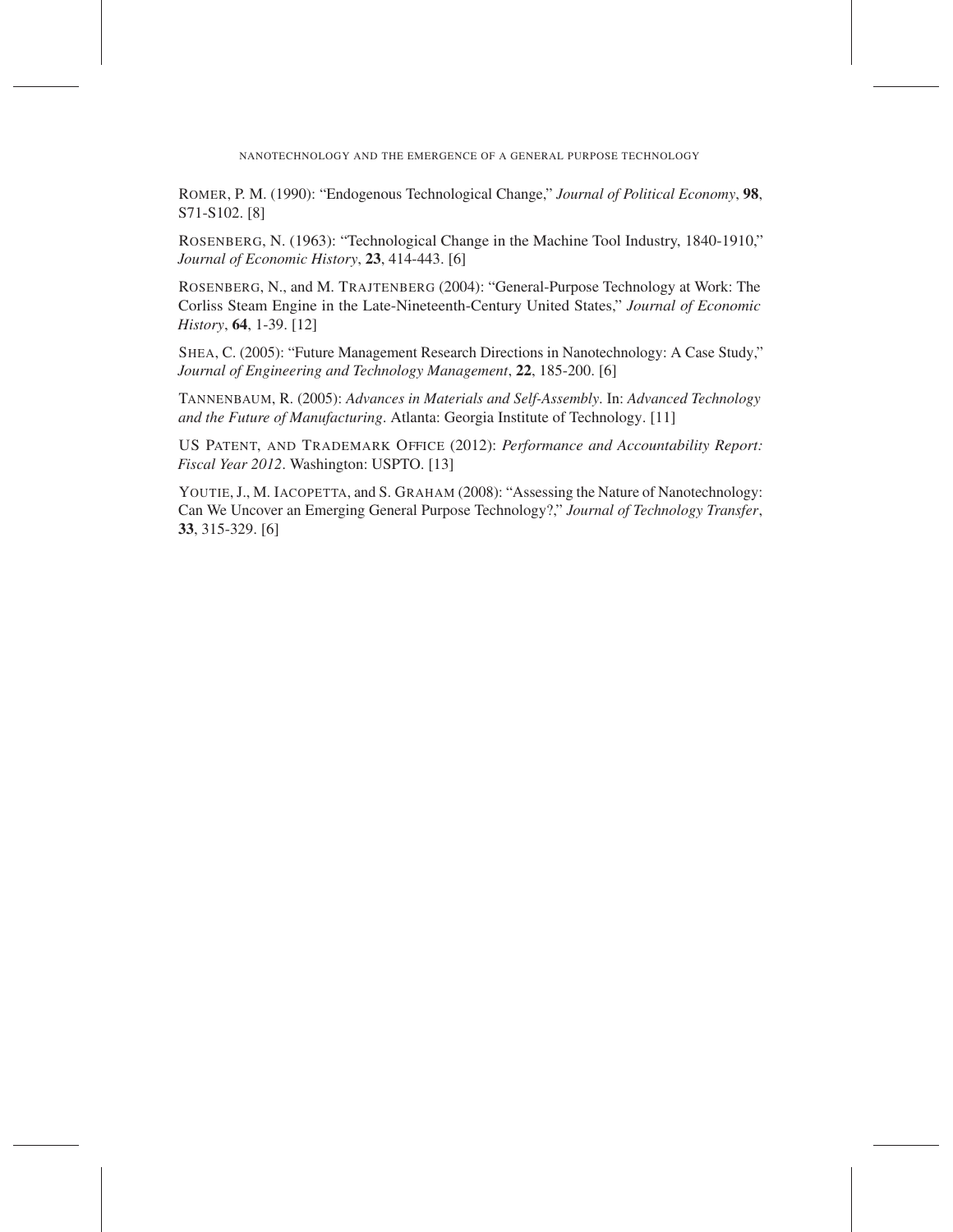Romer, P. M. (1990): "Endogenous Technological Change," *Journal of Political Economy*, **98**, S71-S102. [8]

Rosenberg, N. (1963): "Technological Change in the Machine Tool Industry, 1840-1910," *Journal of Economic History*, **23**, 414-443. [6]

Rosenberg, N., and M. Trajtenberg (2004): "General-Purpose Technology at Work: The Corliss Steam Engine in the Late-Nineteenth-Century United States," *Journal of Economic History*, **64**, 1-39. [12]

Shea, C. (2005): "Future Management Research Directions in Nanotechnology: A Case Study," *Journal of Engineering and Technology Management*, **22**, 185-200. [6]

Tannenbaum, R. (2005): *Advances in Materials and Self-Assembly*. In: *Advanced Technology and the Future of Manufacturing*. Atlanta: Georgia Institute of Technology. [11]

US Patent, and Trademark Office (2012): *Performance and Accountability Report: Fiscal Year 2012*. Washington: USPTO. [13]

Youtie, J., M. Iacopetta, and S. Graham (2008): "Assessing the Nature of Nanotechnology: Can We Uncover an Emerging General Purpose Technology?," *Journal of Technology Transfer*, **33**, 315-329. [6]